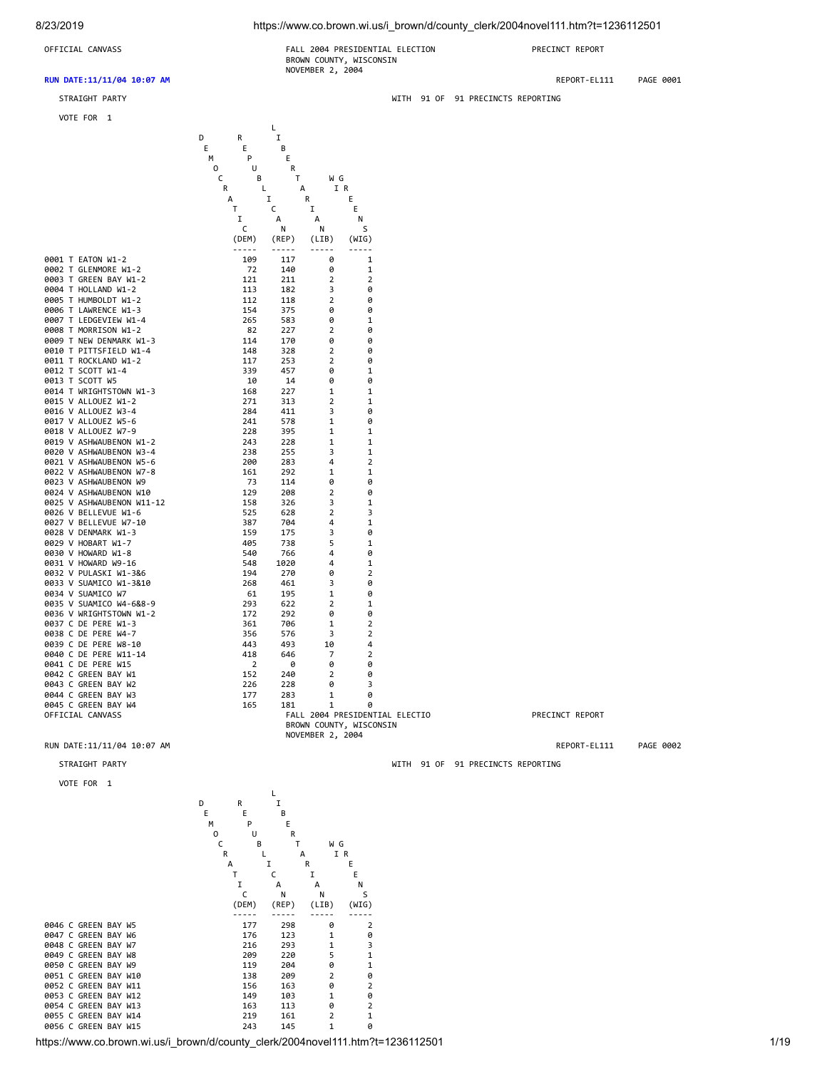OFFICIAL CANVASS

FALL 2004 PRESIDENTIAL ELECTION
BROWN COUNTY, WISCONSIN
NOVEMBER 2, 2004

PRECINCT REPORT

**RUN DATE:11/11/04 10:07 AM** REPORT-EL111 PAGE 0001

STRAIGHT PARTY WITH 91 OF 91 PRECINCTS REPORTING

VOTE FOR 1

| Precinct | DEMOCRATIC (DEM) | REPUBLICAN (REP) | LIBERTARIAN (LIB) | WIG GREENS (WIG) |
|---|---|---|---|---|
| 0001 T EATON W1-2 | 109 | 117 | 0 | 1 |
| 0002 T GLENMORE W1-2 | 72 | 140 | 0 | 1 |
| 0003 T GREEN BAY W1-2 | 121 | 211 | 2 | 2 |
| 0004 T HOLLAND W1-2 | 113 | 182 | 3 | 0 |
| 0005 T HUMBOLDT W1-2 | 112 | 118 | 2 | 0 |
| 0006 T LAWRENCE W1-3 | 154 | 375 | 0 | 0 |
| 0007 T LEDGEVIEW W1-4 | 265 | 583 | 0 | 1 |
| 0008 T MORRISON W1-2 | 82 | 227 | 2 | 0 |
| 0009 T NEW DENMARK W1-3 | 114 | 170 | 0 | 0 |
| 0010 T PITTSFIELD W1-4 | 148 | 328 | 2 | 0 |
| 0011 T ROCKLAND W1-2 | 117 | 253 | 2 | 0 |
| 0012 T SCOTT W1-4 | 339 | 457 | 0 | 1 |
| 0013 T SCOTT W5 | 10 | 14 | 0 | 0 |
| 0014 T WRIGHTSTOWN W1-3 | 168 | 227 | 1 | 1 |
| 0015 V ALLOUEZ W1-2 | 271 | 313 | 2 | 1 |
| 0016 V ALLOUEZ W3-4 | 284 | 411 | 3 | 0 |
| 0017 V ALLOUEZ W5-6 | 241 | 578 | 1 | 0 |
| 0018 V ALLOUEZ W7-9 | 228 | 395 | 1 | 1 |
| 0019 V ASHWAUBENON W1-2 | 243 | 228 | 1 | 1 |
| 0020 V ASHWAUBENON W3-4 | 238 | 255 | 3 | 1 |
| 0021 V ASHWAUBENON W5-6 | 200 | 283 | 4 | 2 |
| 0022 V ASHWAUBENON W7-8 | 161 | 292 | 1 | 1 |
| 0023 V ASHWAUBENON W9 | 73 | 114 | 0 | 0 |
| 0024 V ASHWAUBENON W10 | 129 | 208 | 2 | 0 |
| 0025 V ASHWAUBENON W11-12 | 158 | 326 | 3 | 1 |
| 0026 V BELLEVUE W1-6 | 525 | 628 | 2 | 3 |
| 0027 V BELLEVUE W7-10 | 387 | 704 | 4 | 1 |
| 0028 V DENMARK W1-3 | 159 | 175 | 3 | 0 |
| 0029 V HOBART W1-7 | 405 | 738 | 5 | 1 |
| 0030 V HOWARD W1-8 | 540 | 766 | 4 | 0 |
| 0031 V HOWARD W9-16 | 548 | 1020 | 4 | 1 |
| 0032 V PULASKI W1-3&6 | 194 | 270 | 0 | 2 |
| 0033 V SUAMICO W1-3&10 | 268 | 461 | 3 | 0 |
| 0034 V SUAMICO W7 | 61 | 195 | 1 | 0 |
| 0035 V SUAMICO W4-6&8-9 | 293 | 622 | 2 | 1 |
| 0036 V WRIGHTSTOWN W1-2 | 172 | 292 | 0 | 0 |
| 0037 C DE PERE W1-3 | 361 | 706 | 1 | 2 |
| 0038 C DE PERE W4-7 | 356 | 576 | 3 | 2 |
| 0039 C DE PERE W8-10 | 443 | 493 | 10 | 4 |
| 0040 C DE PERE W11-14 | 418 | 646 | 7 | 2 |
| 0041 C DE PERE W15 | 2 | 0 | 0 | 0 |
| 0042 C GREEN BAY W1 | 152 | 240 | 2 | 0 |
| 0043 C GREEN BAY W2 | 226 | 228 | 0 | 3 |
| 0044 C GREEN BAY W3 | 177 | 283 | 1 | 0 |
| 0045 C GREEN BAY W4 | 165 | 181 | 1 | 0 |

OFFICIAL CANVASS

FALL 2004 PRESIDENTIAL ELECTIO
BROWN COUNTY, WISCONSIN
NOVEMBER 2, 2004

PRECINCT REPORT

RUN DATE:11/11/04 10:07 AM REPORT-EL111 PAGE 0002

STRAIGHT PARTY WITH 91 OF 91 PRECINCTS REPORTING

VOTE FOR 1

| Precinct | DEMOCRATIC (DEM) | REPUBLICAN (REP) | LIBERTARIAN (LIB) | WIG GREENS (WIG) |
|---|---|---|---|---|
| 0046 C GREEN BAY W5 | 177 | 298 | 0 | 2 |
| 0047 C GREEN BAY W6 | 176 | 123 | 1 | 0 |
| 0048 C GREEN BAY W7 | 216 | 293 | 1 | 3 |
| 0049 C GREEN BAY W8 | 209 | 220 | 5 | 1 |
| 0050 C GREEN BAY W9 | 119 | 204 | 0 | 1 |
| 0051 C GREEN BAY W10 | 138 | 209 | 2 | 0 |
| 0052 C GREEN BAY W11 | 156 | 163 | 0 | 2 |
| 0053 C GREEN BAY W12 | 149 | 103 | 1 | 0 |
| 0054 C GREEN BAY W13 | 163 | 113 | 0 | 2 |
| 0055 C GREEN BAY W14 | 219 | 161 | 2 | 1 |
| 0056 C GREEN BAY W15 | 243 | 145 | 1 | 0 |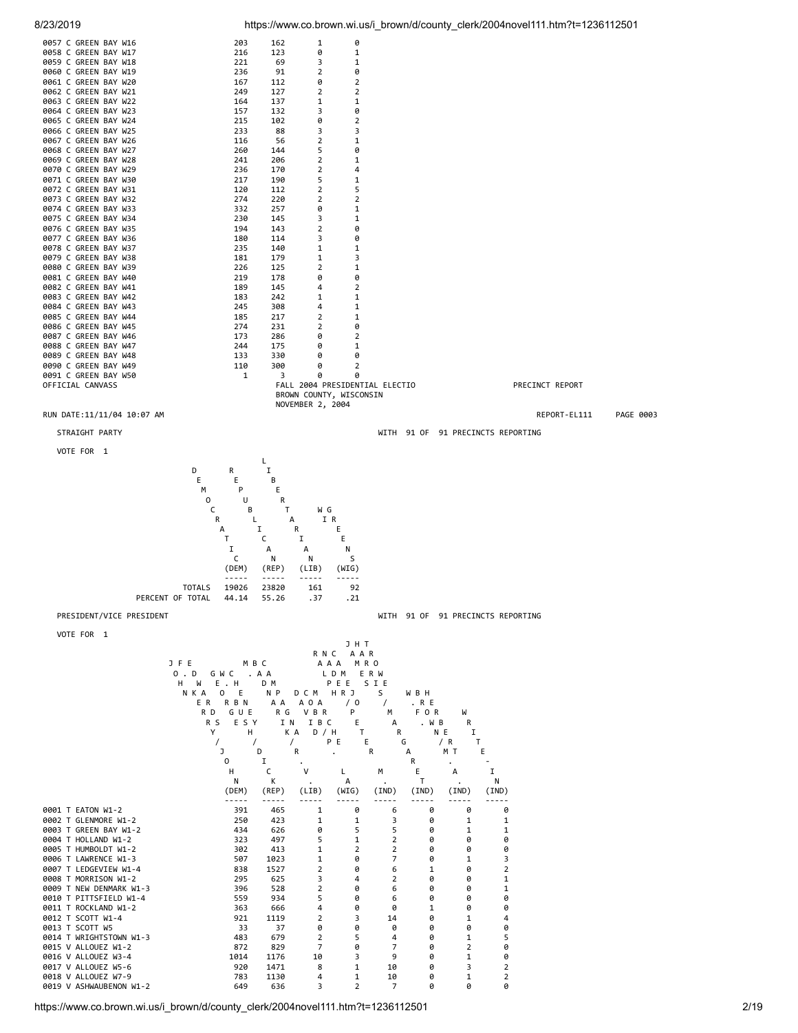| Precinct | | | | |
|---|---|---|---|---|
| 0057 C GREEN BAY W16 | 203 | 162 | 1 | 0 |
| 0058 C GREEN BAY W17 | 216 | 123 | 0 | 1 |
| 0059 C GREEN BAY W18 | 221 | 69 | 3 | 1 |
| 0060 C GREEN BAY W19 | 236 | 91 | 2 | 0 |
| 0061 C GREEN BAY W20 | 167 | 112 | 0 | 2 |
| 0062 C GREEN BAY W21 | 249 | 127 | 2 | 2 |
| 0063 C GREEN BAY W22 | 164 | 137 | 1 | 1 |
| 0064 C GREEN BAY W23 | 157 | 132 | 3 | 0 |
| 0065 C GREEN BAY W24 | 215 | 102 | 0 | 2 |
| 0066 C GREEN BAY W25 | 233 | 88 | 3 | 3 |
| 0067 C GREEN BAY W26 | 116 | 56 | 2 | 1 |
| 0068 C GREEN BAY W27 | 260 | 144 | 5 | 0 |
| 0069 C GREEN BAY W28 | 241 | 206 | 2 | 1 |
| 0070 C GREEN BAY W29 | 236 | 170 | 2 | 4 |
| 0071 C GREEN BAY W30 | 217 | 190 | 5 | 1 |
| 0072 C GREEN BAY W31 | 120 | 112 | 2 | 5 |
| 0073 C GREEN BAY W32 | 274 | 220 | 2 | 2 |
| 0074 C GREEN BAY W33 | 332 | 257 | 0 | 1 |
| 0075 C GREEN BAY W34 | 230 | 145 | 3 | 1 |
| 0076 C GREEN BAY W35 | 194 | 143 | 2 | 0 |
| 0077 C GREEN BAY W36 | 180 | 114 | 3 | 0 |
| 0078 C GREEN BAY W37 | 235 | 140 | 1 | 1 |
| 0079 C GREEN BAY W38 | 181 | 179 | 1 | 3 |
| 0080 C GREEN BAY W39 | 226 | 125 | 2 | 1 |
| 0081 C GREEN BAY W40 | 219 | 178 | 0 | 0 |
| 0082 C GREEN BAY W41 | 189 | 145 | 4 | 2 |
| 0083 C GREEN BAY W42 | 183 | 242 | 1 | 1 |
| 0084 C GREEN BAY W43 | 245 | 308 | 4 | 1 |
| 0085 C GREEN BAY W44 | 185 | 217 | 2 | 1 |
| 0086 C GREEN BAY W45 | 274 | 231 | 2 | 0 |
| 0087 C GREEN BAY W46 | 173 | 286 | 0 | 2 |
| 0088 C GREEN BAY W47 | 244 | 175 | 0 | 1 |
| 0089 C GREEN BAY W48 | 133 | 330 | 0 | 0 |
| 0090 C GREEN BAY W49 | 110 | 300 | 0 | 2 |
| 0091 C GREEN BAY W50 | 1 | 3 | 0 | 0 |

OFFICIAL CANVASS

FALL 2004 PRESIDENTIAL ELECTIO
BROWN COUNTY, WISCONSIN
NOVEMBER 2, 2004

PRECINCT REPORT

RUN DATE:11/11/04 10:07 AM

REPORT-EL111 PAGE 0003

STRAIGHT PARTY

WITH 91 OF 91 PRECINCTS REPORTING

VOTE FOR 1

| | DEMOCRATIC (DEM) | REPUBLICAN (REP) | LIBERTARIAN (LIB) | WG IR EEN S (WIG) |
|---|---|---|---|---|
| TOTALS | 19026 | 23820 | 161 | 92 |
| PERCENT OF TOTAL | 44.14 | 55.26 | .37 | .21 |

PRESIDENT/VICE PRESIDENT

WITH 91 OF 91 PRECINCTS REPORTING

VOTE FOR 1

| Precinct | JOHN F. KERRY / JOHN EDWARDS (DEM) | GEORGE W. BUSH / DICK CHENEY (REP) | MICHAEL BADNARIK / RICHARD V. CAMPAGNA (LIB) | DAVID COBB / PAT LAMARCHE (WIG) | RALPH NADER / PETER MIGUEL CAMEJO (IND) | JAMES HARRIS / MARGARET TROWE (IND) | WALT BROWN / MARY ALICE HERBERT (IND) | W RITE-IN (IND) |
|---|---|---|---|---|---|---|---|---|
| 0001 T EATON W1-2 | 391 | 465 | 1 | 0 | 6 | 0 | 0 | 0 |
| 0002 T GLENMORE W1-2 | 250 | 423 | 1 | 1 | 3 | 0 | 1 | 1 |
| 0003 T GREEN BAY W1-2 | 434 | 626 | 0 | 5 | 5 | 0 | 1 | 1 |
| 0004 T HOLLAND W1-2 | 323 | 497 | 5 | 1 | 2 | 0 | 0 | 0 |
| 0005 T HUMBOLDT W1-2 | 302 | 413 | 1 | 2 | 2 | 0 | 0 | 0 |
| 0006 T LAWRENCE W1-3 | 507 | 1023 | 1 | 0 | 7 | 0 | 1 | 3 |
| 0007 T LEDGEVIEW W1-4 | 838 | 1527 | 2 | 0 | 6 | 1 | 0 | 2 |
| 0008 T MORRISON W1-2 | 295 | 625 | 3 | 4 | 2 | 0 | 0 | 1 |
| 0009 T NEW DENMARK W1-3 | 396 | 528 | 2 | 0 | 6 | 0 | 0 | 1 |
| 0010 T PITTSFIELD W1-4 | 559 | 934 | 5 | 0 | 6 | 0 | 0 | 0 |
| 0011 T ROCKLAND W1-2 | 363 | 666 | 4 | 0 | 0 | 1 | 0 | 0 |
| 0012 T SCOTT W1-4 | 921 | 1119 | 2 | 3 | 14 | 0 | 1 | 4 |
| 0013 T SCOTT W5 | 33 | 37 | 0 | 0 | 0 | 0 | 0 | 0 |
| 0014 T WRIGHTSTOWN W1-3 | 483 | 679 | 2 | 5 | 4 | 0 | 1 | 5 |
| 0015 V ALLOUEZ W1-2 | 872 | 829 | 7 | 0 | 7 | 0 | 2 | 0 |
| 0016 V ALLOUEZ W3-4 | 1014 | 1176 | 10 | 3 | 9 | 0 | 1 | 0 |
| 0017 V ALLOUEZ W5-6 | 920 | 1471 | 8 | 1 | 10 | 0 | 3 | 2 |
| 0018 V ALLOUEZ W7-9 | 783 | 1130 | 4 | 1 | 10 | 0 | 1 | 2 |
| 0019 V ASHWAUBENON W1-2 | 649 | 636 | 3 | 2 | 7 | 0 | 0 | 0 |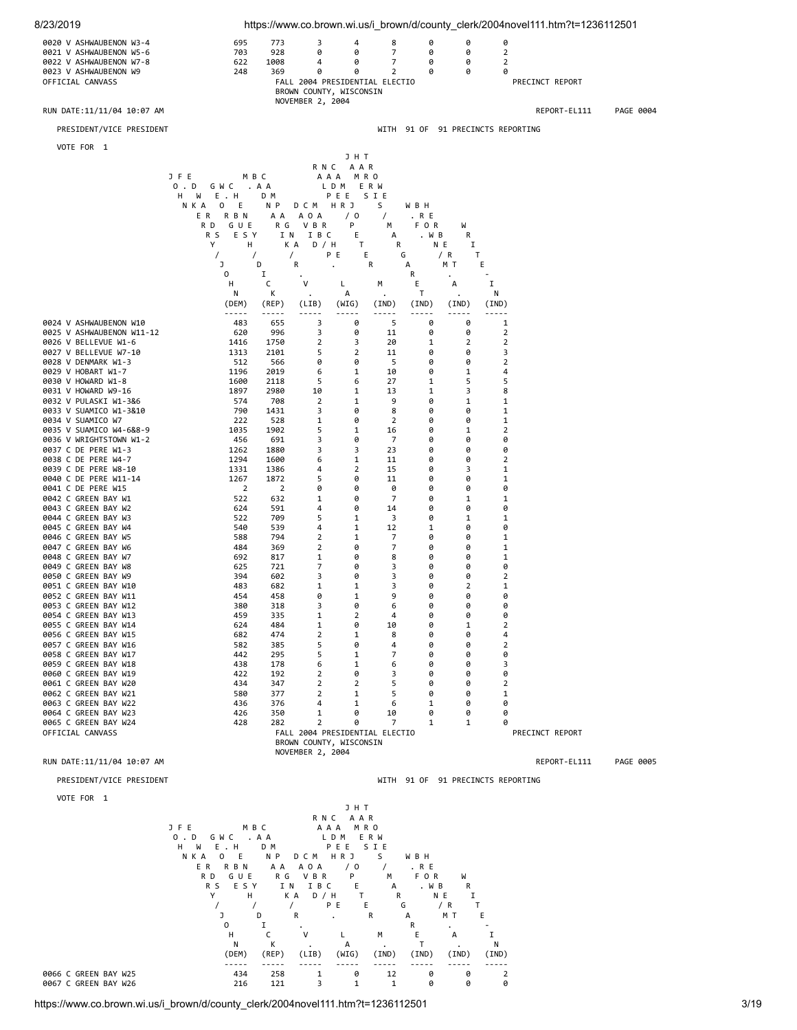| Precinct | DEM | REP | LIB | WIG | IND | IND | IND | IND |
|---|---|---|---|---|---|---|---|---|
| 0020 V ASHWAUBENON W3-4 | 695 | 773 | 3 | 4 | 8 | 0 | 0 | 0 |
| 0021 V ASHWAUBENON W5-6 | 703 | 928 | 0 | 0 | 7 | 0 | 0 | 2 |
| 0022 V ASHWAUBENON W7-8 | 622 | 1008 | 4 | 0 | 7 | 0 | 0 | 2 |
| 0023 V ASHWAUBENON W9 | 248 | 369 | 0 | 0 | 2 | 0 | 0 | 0 |

OFFICIAL CANVASS — FALL 2004 PRESIDENTIAL ELECTIO — BROWN COUNTY, WISCONSIN — NOVEMBER 2, 2004 — PRECINCT REPORT

RUN DATE:11/11/04 10:07 AM — REPORT-EL111 PAGE 0004

PRESIDENT/VICE PRESIDENT — WITH 91 OF 91 PRECINCTS REPORTING

VOTE FOR 1

| Precinct | JOHN KERRY / JOHN EDWARDS (DEM) | GEORGE W. BUSH / DICK CHENEY (REP) | MICHAEL BADNARIK / RICHARD V. CAMPAGNA (LIB) | DAVID COBB / PAT LAMARCHE (WIG) | RALPH NADER / PETER MIGUEL CAMEJO (IND) | JAMES HARRIS / MARGARET TROWE (IND) | WALTER F. BROWN / MARY ALICE HERBERT (IND) | WRITE-IN (IND) |
|---|---|---|---|---|---|---|---|---|
| 0024 V ASHWAUBENON W10 | 483 | 655 | 3 | 0 | 5 | 0 | 0 | 1 |
| 0025 V ASHWAUBENON W11-12 | 620 | 996 | 3 | 0 | 11 | 0 | 0 | 2 |
| 0026 V BELLEVUE W1-6 | 1416 | 1750 | 2 | 3 | 20 | 1 | 2 | 2 |
| 0027 V BELLEVUE W7-10 | 1313 | 2101 | 5 | 2 | 11 | 0 | 0 | 3 |
| 0028 V DENMARK W1-3 | 512 | 566 | 0 | 0 | 5 | 0 | 0 | 2 |
| 0029 V HOBART W1-7 | 1196 | 2019 | 6 | 1 | 10 | 0 | 1 | 4 |
| 0030 V HOWARD W1-8 | 1600 | 2118 | 5 | 6 | 27 | 1 | 5 | 5 |
| 0031 V HOWARD W9-16 | 1897 | 2980 | 10 | 1 | 13 | 1 | 3 | 8 |
| 0032 V PULASKI W1-3&6 | 574 | 708 | 2 | 1 | 9 | 0 | 1 | 1 |
| 0033 V SUAMICO W1-3&10 | 790 | 1431 | 3 | 0 | 8 | 0 | 0 | 1 |
| 0034 V SUAMICO W7 | 222 | 528 | 1 | 0 | 2 | 0 | 0 | 1 |
| 0035 V SUAMICO W4-6&8-9 | 1035 | 1902 | 5 | 1 | 16 | 0 | 1 | 2 |
| 0036 V WRIGHTSTOWN W1-2 | 456 | 691 | 3 | 0 | 7 | 0 | 0 | 0 |
| 0037 C DE PERE W1-3 | 1262 | 1880 | 3 | 3 | 23 | 0 | 0 | 0 |
| 0038 C DE PERE W4-7 | 1294 | 1600 | 6 | 1 | 11 | 0 | 0 | 2 |
| 0039 C DE PERE W8-10 | 1331 | 1386 | 4 | 2 | 15 | 0 | 3 | 1 |
| 0040 C DE PERE W11-14 | 1267 | 1872 | 5 | 0 | 11 | 0 | 0 | 1 |
| 0041 C DE PERE W15 | 2 | 2 | 0 | 0 | 0 | 0 | 0 | 0 |
| 0042 C GREEN BAY W1 | 522 | 632 | 1 | 0 | 7 | 0 | 1 | 1 |
| 0043 C GREEN BAY W2 | 624 | 591 | 4 | 0 | 14 | 0 | 0 | 0 |
| 0044 C GREEN BAY W3 | 522 | 709 | 5 | 1 | 3 | 0 | 1 | 1 |
| 0045 C GREEN BAY W4 | 540 | 539 | 4 | 1 | 12 | 1 | 0 | 0 |
| 0046 C GREEN BAY W5 | 588 | 794 | 2 | 1 | 7 | 0 | 0 | 1 |
| 0047 C GREEN BAY W6 | 484 | 369 | 2 | 0 | 7 | 0 | 0 | 1 |
| 0048 C GREEN BAY W7 | 692 | 817 | 1 | 0 | 8 | 0 | 0 | 1 |
| 0049 C GREEN BAY W8 | 625 | 721 | 7 | 0 | 3 | 0 | 0 | 0 |
| 0050 C GREEN BAY W9 | 394 | 602 | 3 | 0 | 3 | 0 | 0 | 2 |
| 0051 C GREEN BAY W10 | 483 | 682 | 1 | 1 | 3 | 0 | 2 | 1 |
| 0052 C GREEN BAY W11 | 454 | 458 | 0 | 1 | 9 | 0 | 0 | 0 |
| 0053 C GREEN BAY W12 | 380 | 318 | 3 | 0 | 6 | 0 | 0 | 0 |
| 0054 C GREEN BAY W13 | 459 | 335 | 1 | 2 | 4 | 0 | 0 | 0 |
| 0055 C GREEN BAY W14 | 624 | 484 | 1 | 0 | 10 | 0 | 1 | 2 |
| 0056 C GREEN BAY W15 | 682 | 474 | 2 | 1 | 8 | 0 | 0 | 4 |
| 0057 C GREEN BAY W16 | 582 | 385 | 5 | 0 | 4 | 0 | 0 | 2 |
| 0058 C GREEN BAY W17 | 442 | 295 | 5 | 1 | 7 | 0 | 0 | 0 |
| 0059 C GREEN BAY W18 | 438 | 178 | 6 | 1 | 6 | 0 | 0 | 3 |
| 0060 C GREEN BAY W19 | 422 | 192 | 2 | 0 | 3 | 0 | 0 | 0 |
| 0061 C GREEN BAY W20 | 434 | 347 | 2 | 2 | 5 | 0 | 0 | 2 |
| 0062 C GREEN BAY W21 | 580 | 377 | 2 | 1 | 5 | 0 | 0 | 1 |
| 0063 C GREEN BAY W22 | 436 | 376 | 4 | 1 | 6 | 1 | 0 | 0 |
| 0064 C GREEN BAY W23 | 426 | 350 | 1 | 0 | 10 | 0 | 0 | 0 |
| 0065 C GREEN BAY W24 | 428 | 282 | 2 | 0 | 7 | 1 | 1 | 0 |

OFFICIAL CANVASS — FALL 2004 PRESIDENTIAL ELECTIO — BROWN COUNTY, WISCONSIN — NOVEMBER 2, 2004 — PRECINCT REPORT

RUN DATE:11/11/04 10:07 AM — REPORT-EL111 PAGE 0005

PRESIDENT/VICE PRESIDENT — WITH 91 OF 91 PRECINCTS REPORTING

VOTE FOR 1

| Precinct | JOHN KERRY / JOHN EDWARDS (DEM) | GEORGE W. BUSH / DICK CHENEY (REP) | MICHAEL BADNARIK / RICHARD V. CAMPAGNA (LIB) | DAVID COBB / PAT LAMARCHE (WIG) | RALPH NADER / PETER MIGUEL CAMEJO (IND) | JAMES HARRIS / MARGARET TROWE (IND) | WALTER F. BROWN / MARY ALICE HERBERT (IND) | WRITE-IN (IND) |
|---|---|---|---|---|---|---|---|---|
| 0066 C GREEN BAY W25 | 434 | 258 | 1 | 0 | 12 | 0 | 0 | 2 |
| 0067 C GREEN BAY W26 | 216 | 121 | 3 | 1 | 1 | 0 | 0 | 0 |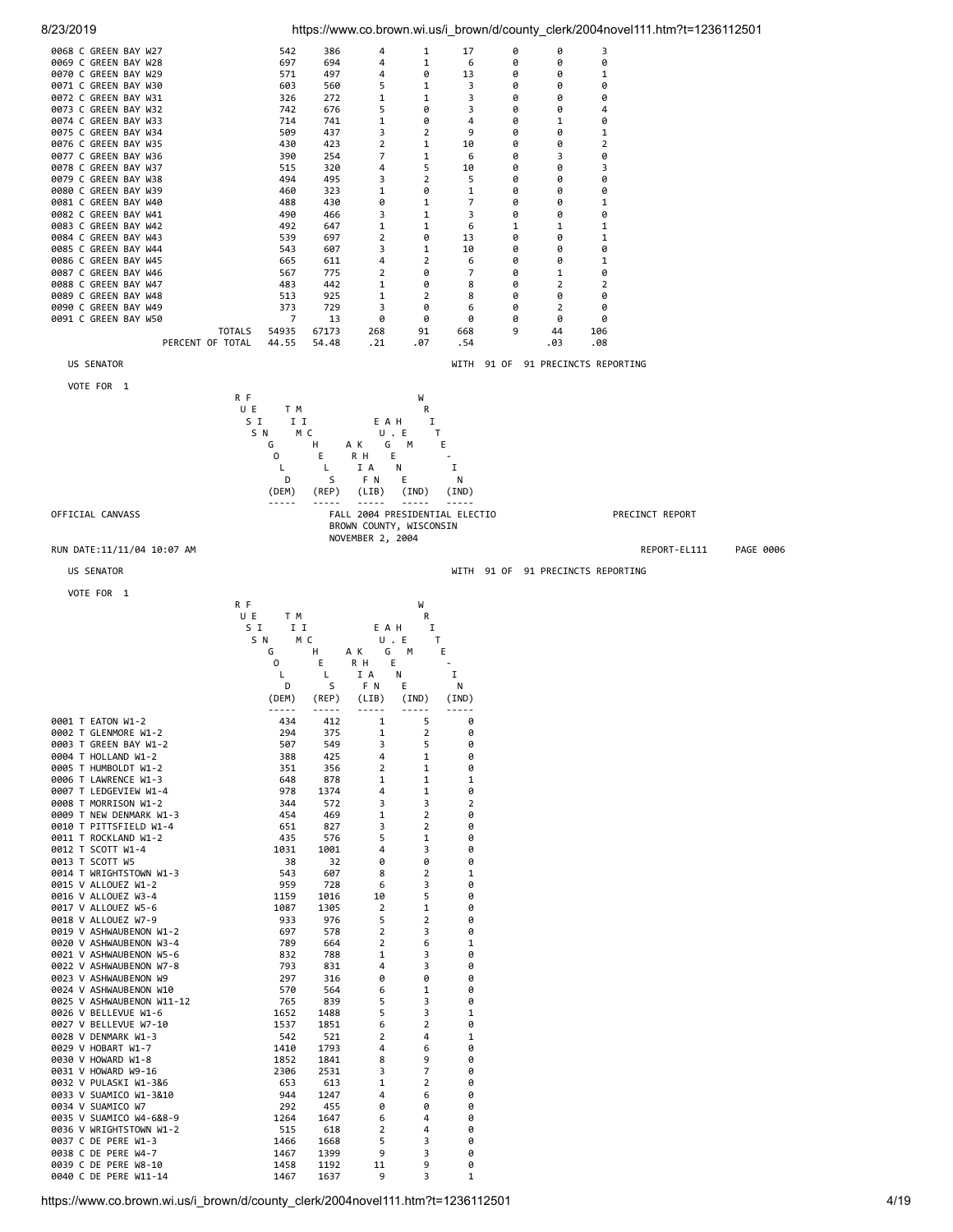| Precinct | | | | | | | | |
|---|---|---|---|---|---|---|---|---|
| 0068 C GREEN BAY W27 | 542 | 386 | 4 | 1 | 17 | 0 | 0 | 3 |
| 0069 C GREEN BAY W28 | 697 | 694 | 4 | 1 | 6 | 0 | 0 | 0 |
| 0070 C GREEN BAY W29 | 571 | 497 | 4 | 0 | 13 | 0 | 0 | 1 |
| 0071 C GREEN BAY W30 | 603 | 560 | 5 | 1 | 3 | 0 | 0 | 0 |
| 0072 C GREEN BAY W31 | 326 | 272 | 1 | 1 | 3 | 0 | 0 | 0 |
| 0073 C GREEN BAY W32 | 742 | 676 | 5 | 0 | 3 | 0 | 0 | 4 |
| 0074 C GREEN BAY W33 | 714 | 741 | 1 | 0 | 4 | 0 | 1 | 0 |
| 0075 C GREEN BAY W34 | 509 | 437 | 3 | 2 | 9 | 0 | 0 | 1 |
| 0076 C GREEN BAY W35 | 430 | 423 | 2 | 1 | 10 | 0 | 0 | 2 |
| 0077 C GREEN BAY W36 | 390 | 254 | 7 | 1 | 6 | 0 | 3 | 0 |
| 0078 C GREEN BAY W37 | 515 | 320 | 4 | 5 | 10 | 0 | 0 | 3 |
| 0079 C GREEN BAY W38 | 494 | 495 | 3 | 2 | 5 | 0 | 0 | 0 |
| 0080 C GREEN BAY W39 | 460 | 323 | 1 | 0 | 1 | 0 | 0 | 0 |
| 0081 C GREEN BAY W40 | 488 | 430 | 0 | 1 | 7 | 0 | 0 | 1 |
| 0082 C GREEN BAY W41 | 490 | 466 | 3 | 1 | 3 | 0 | 0 | 0 |
| 0083 C GREEN BAY W42 | 492 | 647 | 1 | 1 | 6 | 1 | 1 | 1 |
| 0084 C GREEN BAY W43 | 539 | 697 | 2 | 0 | 13 | 0 | 0 | 1 |
| 0085 C GREEN BAY W44 | 543 | 607 | 3 | 1 | 10 | 0 | 0 | 0 |
| 0086 C GREEN BAY W45 | 665 | 611 | 4 | 2 | 6 | 0 | 0 | 1 |
| 0087 C GREEN BAY W46 | 567 | 775 | 2 | 0 | 7 | 0 | 1 | 0 |
| 0088 C GREEN BAY W47 | 483 | 442 | 1 | 0 | 8 | 0 | 2 | 2 |
| 0089 C GREEN BAY W48 | 513 | 925 | 1 | 2 | 8 | 0 | 0 | 0 |
| 0090 C GREEN BAY W49 | 373 | 729 | 3 | 0 | 6 | 0 | 2 | 0 |
| 0091 C GREEN BAY W50 | 7 | 13 | 0 | 0 | 0 | 0 | 0 | 0 |
| TOTALS | 54935 | 67173 | 268 | 91 | 668 | 9 | 44 | 106 |
| PERCENT OF TOTAL | 44.55 | 54.48 | .21 | .07 | .54 | | .03 | .08 |

US SENATOR — WITH 91 OF 91 PRECINCTS REPORTING

VOTE FOR 1

| RUSS FEINGOLD (DEM) | TIM MICHELS (REP) | ARTHUR HE. (LIB) | EUGENE A. HEM (IND) | WRITE-IN (IND) |
|---|---|---|---|---|

OFFICIAL CANVASS — FALL 2004 PRESIDENTIAL ELECTIO — BROWN COUNTY, WISCONSIN — NOVEMBER 2, 2004 — PRECINCT REPORT

RUN DATE:11/11/04 10:07 AM — REPORT-EL111 PAGE 0006

US SENATOR — WITH 91 OF 91 PRECINCTS REPORTING

VOTE FOR 1

| Precinct | RUSS FEINGOLD (DEM) | TIM MICHELS (REP) | ARTHUR HE. (LIB) | EUGENE A. HEM (IND) | WRITE-IN (IND) |
|---|---|---|---|---|---|
| 0001 T EATON W1-2 | 434 | 412 | 1 | 5 | 0 |
| 0002 T GLENMORE W1-2 | 294 | 375 | 1 | 2 | 0 |
| 0003 T GREEN BAY W1-2 | 507 | 549 | 3 | 5 | 0 |
| 0004 T HOLLAND W1-2 | 388 | 425 | 4 | 1 | 0 |
| 0005 T HUMBOLDT W1-2 | 351 | 356 | 2 | 1 | 0 |
| 0006 T LAWRENCE W1-3 | 648 | 878 | 1 | 1 | 1 |
| 0007 T LEDGEVIEW W1-4 | 978 | 1374 | 4 | 1 | 0 |
| 0008 T MORRISON W1-2 | 344 | 572 | 3 | 3 | 2 |
| 0009 T NEW DENMARK W1-3 | 454 | 469 | 1 | 2 | 0 |
| 0010 T PITTSFIELD W1-4 | 651 | 827 | 3 | 2 | 0 |
| 0011 T ROCKLAND W1-2 | 435 | 576 | 5 | 1 | 0 |
| 0012 T SCOTT W1-4 | 1031 | 1001 | 4 | 3 | 0 |
| 0013 T SCOTT W5 | 38 | 32 | 0 | 0 | 0 |
| 0014 T WRIGHTSTOWN W1-3 | 543 | 607 | 8 | 2 | 1 |
| 0015 V ALLOUEZ W1-2 | 959 | 728 | 6 | 3 | 0 |
| 0016 V ALLOUEZ W3-4 | 1159 | 1016 | 10 | 5 | 0 |
| 0017 V ALLOUEZ W5-6 | 1087 | 1305 | 2 | 1 | 0 |
| 0018 V ALLOUEZ W7-9 | 933 | 976 | 5 | 2 | 0 |
| 0019 V ASHWAUBENON W1-2 | 697 | 578 | 2 | 3 | 0 |
| 0020 V ASHWAUBENON W3-4 | 789 | 664 | 2 | 6 | 1 |
| 0021 V ASHWAUBENON W5-6 | 832 | 788 | 1 | 3 | 0 |
| 0022 V ASHWAUBENON W7-8 | 793 | 831 | 4 | 3 | 0 |
| 0023 V ASHWAUBENON W9 | 297 | 316 | 0 | 0 | 0 |
| 0024 V ASHWAUBENON W10 | 570 | 564 | 6 | 1 | 0 |
| 0025 V ASHWAUBENON W11-12 | 765 | 839 | 5 | 3 | 0 |
| 0026 V BELLEVUE W1-6 | 1652 | 1488 | 5 | 3 | 1 |
| 0027 V BELLEVUE W7-10 | 1537 | 1851 | 6 | 2 | 0 |
| 0028 V DENMARK W1-3 | 542 | 521 | 2 | 4 | 1 |
| 0029 V HOBART W1-7 | 1410 | 1793 | 4 | 6 | 0 |
| 0030 V HOWARD W1-8 | 1852 | 1841 | 8 | 9 | 0 |
| 0031 V HOWARD W9-16 | 2306 | 2531 | 3 | 7 | 0 |
| 0032 V PULASKI W1-3&6 | 653 | 613 | 1 | 2 | 0 |
| 0033 V SUAMICO W1-3&10 | 944 | 1247 | 4 | 6 | 0 |
| 0034 V SUAMICO W7 | 292 | 455 | 0 | 0 | 0 |
| 0035 V SUAMICO W4-6&8-9 | 1264 | 1647 | 6 | 4 | 0 |
| 0036 V WRIGHTSTOWN W1-2 | 515 | 618 | 2 | 4 | 0 |
| 0037 C DE PERE W1-3 | 1466 | 1668 | 5 | 3 | 0 |
| 0038 C DE PERE W4-7 | 1467 | 1399 | 9 | 3 | 0 |
| 0039 C DE PERE W8-10 | 1458 | 1192 | 11 | 9 | 0 |
| 0040 C DE PERE W11-14 | 1467 | 1637 | 9 | 3 | 1 |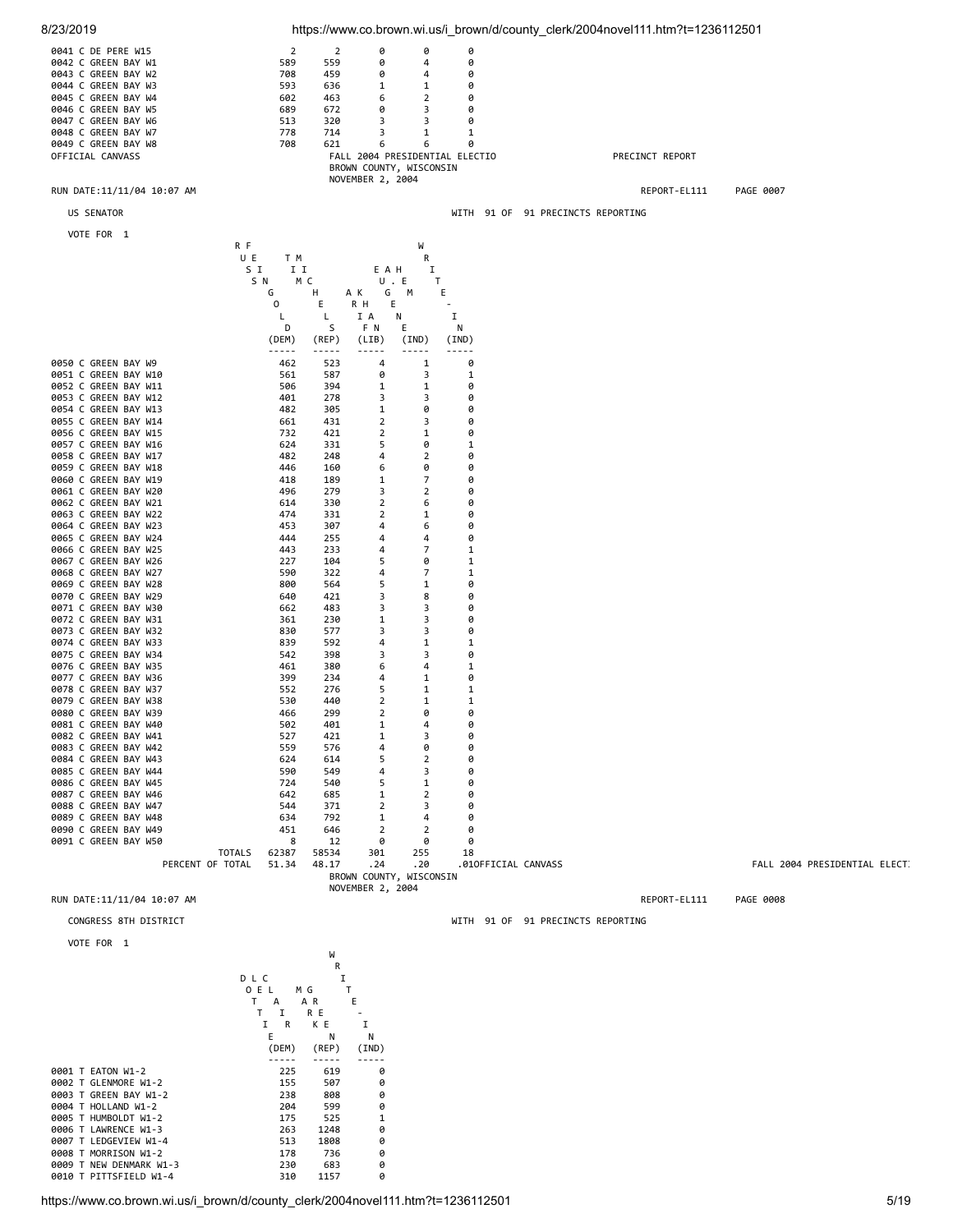| | | | | | |
|---|---|---|---|---|---|
| 0041 C DE PERE W15 | 2 | 2 | 0 | 0 | 0 |
| 0042 C GREEN BAY W1 | 589 | 559 | 0 | 4 | 0 |
| 0043 C GREEN BAY W2 | 708 | 459 | 0 | 4 | 0 |
| 0044 C GREEN BAY W3 | 593 | 636 | 1 | 1 | 0 |
| 0045 C GREEN BAY W4 | 602 | 463 | 6 | 2 | 0 |
| 0046 C GREEN BAY W5 | 689 | 672 | 0 | 3 | 0 |
| 0047 C GREEN BAY W6 | 513 | 320 | 3 | 3 | 0 |
| 0048 C GREEN BAY W7 | 778 | 714 | 3 | 1 | 1 |
| 0049 C GREEN BAY W8 | 708 | 621 | 6 | 6 | 0 |

OFFICIAL CANVASS — FALL 2004 PRESIDENTIAL ELECTIO — PRECINCT REPORT
BROWN COUNTY, WISCONSIN
NOVEMBER 2, 2004

RUN DATE:11/11/04 10:07 AM — REPORT-EL111 — PAGE 0007

US SENATOR — WITH 91 OF 91 PRECINCTS REPORTING

VOTE FOR 1

| | RUSS FEINGOLD (DEM) | TIM MICHELS (REP) | ARTHUR KOHL-RIGGS (LIB) | EUGENE A. HEM (IND) | WRIT-IN (IND) |
|---|---|---|---|---|---|
| 0050 C GREEN BAY W9 | 462 | 523 | 4 | 1 | 0 |
| 0051 C GREEN BAY W10 | 561 | 587 | 0 | 3 | 1 |
| 0052 C GREEN BAY W11 | 506 | 394 | 1 | 1 | 0 |
| 0053 C GREEN BAY W12 | 401 | 278 | 3 | 3 | 0 |
| 0054 C GREEN BAY W13 | 482 | 305 | 1 | 0 | 0 |
| 0055 C GREEN BAY W14 | 661 | 431 | 2 | 3 | 0 |
| 0056 C GREEN BAY W15 | 732 | 421 | 2 | 1 | 0 |
| 0057 C GREEN BAY W16 | 624 | 331 | 5 | 0 | 1 |
| 0058 C GREEN BAY W17 | 482 | 248 | 4 | 2 | 0 |
| 0059 C GREEN BAY W18 | 446 | 160 | 6 | 0 | 0 |
| 0060 C GREEN BAY W19 | 418 | 189 | 1 | 7 | 0 |
| 0061 C GREEN BAY W20 | 496 | 279 | 3 | 2 | 0 |
| 0062 C GREEN BAY W21 | 614 | 330 | 2 | 6 | 0 |
| 0063 C GREEN BAY W22 | 474 | 331 | 2 | 1 | 0 |
| 0064 C GREEN BAY W23 | 453 | 307 | 4 | 6 | 0 |
| 0065 C GREEN BAY W24 | 444 | 255 | 4 | 4 | 0 |
| 0066 C GREEN BAY W25 | 443 | 233 | 4 | 7 | 1 |
| 0067 C GREEN BAY W26 | 227 | 104 | 5 | 0 | 1 |
| 0068 C GREEN BAY W27 | 590 | 322 | 4 | 7 | 1 |
| 0069 C GREEN BAY W28 | 800 | 564 | 5 | 1 | 0 |
| 0070 C GREEN BAY W29 | 640 | 421 | 3 | 8 | 0 |
| 0071 C GREEN BAY W30 | 662 | 483 | 3 | 3 | 0 |
| 0072 C GREEN BAY W31 | 361 | 230 | 1 | 3 | 0 |
| 0073 C GREEN BAY W32 | 830 | 577 | 3 | 3 | 0 |
| 0074 C GREEN BAY W33 | 839 | 592 | 4 | 1 | 1 |
| 0075 C GREEN BAY W34 | 542 | 398 | 3 | 3 | 0 |
| 0076 C GREEN BAY W35 | 461 | 380 | 6 | 4 | 1 |
| 0077 C GREEN BAY W36 | 399 | 234 | 4 | 1 | 0 |
| 0078 C GREEN BAY W37 | 552 | 276 | 5 | 1 | 1 |
| 0079 C GREEN BAY W38 | 530 | 440 | 2 | 1 | 1 |
| 0080 C GREEN BAY W39 | 466 | 299 | 2 | 0 | 0 |
| 0081 C GREEN BAY W40 | 502 | 401 | 1 | 4 | 0 |
| 0082 C GREEN BAY W41 | 527 | 421 | 1 | 3 | 0 |
| 0083 C GREEN BAY W42 | 559 | 576 | 4 | 0 | 0 |
| 0084 C GREEN BAY W43 | 624 | 614 | 5 | 2 | 0 |
| 0085 C GREEN BAY W44 | 590 | 549 | 4 | 3 | 0 |
| 0086 C GREEN BAY W45 | 724 | 540 | 5 | 1 | 0 |
| 0087 C GREEN BAY W46 | 642 | 685 | 1 | 2 | 0 |
| 0088 C GREEN BAY W47 | 544 | 371 | 2 | 3 | 0 |
| 0089 C GREEN BAY W48 | 634 | 792 | 1 | 4 | 0 |
| 0090 C GREEN BAY W49 | 451 | 646 | 2 | 2 | 0 |
| 0091 C GREEN BAY W50 | 8 | 12 | 0 | 0 | 0 |
| TOTALS | 62387 | 58534 | 301 | 255 | 18 |
| PERCENT OF TOTAL | 51.34 | 48.17 | .24 | .20 | .01 |

OFFICIAL CANVASS — FALL 2004 PRESIDENTIAL ELECTI
BROWN COUNTY, WISCONSIN
NOVEMBER 2, 2004

RUN DATE:11/11/04 10:07 AM — REPORT-EL111 — PAGE 0008

CONGRESS 8TH DISTRICT — WITH 91 OF 91 PRECINCTS REPORTING

VOTE FOR 1

| | DOTTIE LECLAIR (DEM) | MARK GREEN (REP) | WRIT-IN (IND) |
|---|---|---|---|
| 0001 T EATON W1-2 | 225 | 619 | 0 |
| 0002 T GLENMORE W1-2 | 155 | 507 | 0 |
| 0003 T GREEN BAY W1-2 | 238 | 808 | 0 |
| 0004 T HOLLAND W1-2 | 204 | 599 | 0 |
| 0005 T HUMBOLDT W1-2 | 175 | 525 | 1 |
| 0006 T LAWRENCE W1-3 | 263 | 1248 | 0 |
| 0007 T LEDGEVIEW W1-4 | 513 | 1808 | 0 |
| 0008 T MORRISON W1-2 | 178 | 736 | 0 |
| 0009 T NEW DENMARK W1-3 | 230 | 683 | 0 |
| 0010 T PITTSFIELD W1-4 | 310 | 1157 | 0 |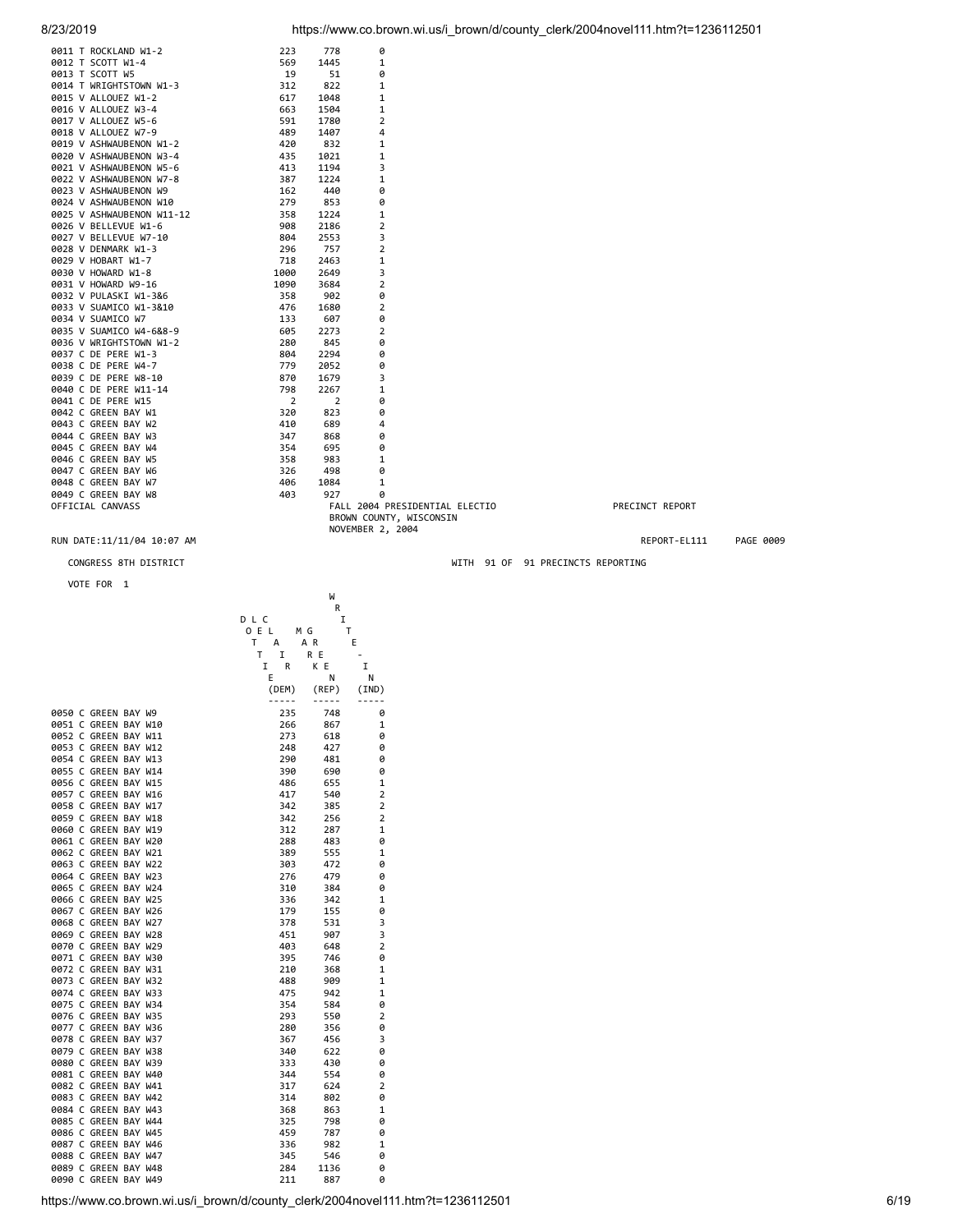| Precinct | | | |
|---|---|---|---|
| 0011 T ROCKLAND W1-2 | 223 | 778 | 0 |
| 0012 T SCOTT W1-4 | 569 | 1445 | 1 |
| 0013 T SCOTT W5 | 19 | 51 | 0 |
| 0014 T WRIGHTSTOWN W1-3 | 312 | 822 | 1 |
| 0015 V ALLOUEZ W1-2 | 617 | 1048 | 1 |
| 0016 V ALLOUEZ W3-4 | 663 | 1504 | 1 |
| 0017 V ALLOUEZ W5-6 | 591 | 1780 | 2 |
| 0018 V ALLOUEZ W7-9 | 489 | 1407 | 4 |
| 0019 V ASHWAUBENON W1-2 | 420 | 832 | 1 |
| 0020 V ASHWAUBENON W3-4 | 435 | 1021 | 1 |
| 0021 V ASHWAUBENON W5-6 | 413 | 1194 | 3 |
| 0022 V ASHWAUBENON W7-8 | 387 | 1224 | 1 |
| 0023 V ASHWAUBENON W9 | 162 | 440 | 0 |
| 0024 V ASHWAUBENON W10 | 279 | 853 | 0 |
| 0025 V ASHWAUBENON W11-12 | 358 | 1224 | 1 |
| 0026 V BELLEVUE W1-6 | 908 | 2186 | 2 |
| 0027 V BELLEVUE W7-10 | 804 | 2553 | 3 |
| 0028 V DENMARK W1-3 | 296 | 757 | 2 |
| 0029 V HOBART W1-7 | 718 | 2463 | 1 |
| 0030 V HOWARD W1-8 | 1000 | 2649 | 3 |
| 0031 V HOWARD W9-16 | 1090 | 3684 | 2 |
| 0032 V PULASKI W1-3&6 | 358 | 902 | 0 |
| 0033 V SUAMICO W1-3&10 | 476 | 1680 | 2 |
| 0034 V SUAMICO W7 | 133 | 607 | 0 |
| 0035 V SUAMICO W4-6&8-9 | 605 | 2273 | 2 |
| 0036 V WRIGHTSTOWN W1-2 | 280 | 845 | 0 |
| 0037 C DE PERE W1-3 | 804 | 2294 | 0 |
| 0038 C DE PERE W4-7 | 779 | 2052 | 0 |
| 0039 C DE PERE W8-10 | 870 | 1679 | 3 |
| 0040 C DE PERE W11-14 | 798 | 2267 | 1 |
| 0041 C DE PERE W15 | 2 | 2 | 0 |
| 0042 C GREEN BAY W1 | 320 | 823 | 0 |
| 0043 C GREEN BAY W2 | 410 | 689 | 4 |
| 0044 C GREEN BAY W3 | 347 | 868 | 0 |
| 0045 C GREEN BAY W4 | 354 | 695 | 0 |
| 0046 C GREEN BAY W5 | 358 | 983 | 1 |
| 0047 C GREEN BAY W6 | 326 | 498 | 0 |
| 0048 C GREEN BAY W7 | 406 | 1084 | 1 |
| 0049 C GREEN BAY W8 | 403 | 927 | 0 |

OFFICIAL CANVASS — FALL 2004 PRESIDENTIAL ELECTIO — PRECINCT REPORT

BROWN COUNTY, WISCONSIN

NOVEMBER 2, 2004

RUN DATE:11/11/04 10:07 AM — REPORT-EL111 PAGE 0009

CONGRESS 8TH DISTRICT — WITH 91 OF 91 PRECINCTS REPORTING

VOTE FOR 1

| Precinct | DOTTIE LE CLAIR (DEM) | MARK GREEN (REP) | WRITE-IN (IND) |
|---|---|---|---|
| 0050 C GREEN BAY W9 | 235 | 748 | 0 |
| 0051 C GREEN BAY W10 | 266 | 867 | 1 |
| 0052 C GREEN BAY W11 | 273 | 618 | 0 |
| 0053 C GREEN BAY W12 | 248 | 427 | 0 |
| 0054 C GREEN BAY W13 | 290 | 481 | 0 |
| 0055 C GREEN BAY W14 | 390 | 690 | 0 |
| 0056 C GREEN BAY W15 | 486 | 655 | 1 |
| 0057 C GREEN BAY W16 | 417 | 540 | 2 |
| 0058 C GREEN BAY W17 | 342 | 385 | 2 |
| 0059 C GREEN BAY W18 | 342 | 256 | 2 |
| 0060 C GREEN BAY W19 | 312 | 287 | 1 |
| 0061 C GREEN BAY W20 | 288 | 483 | 0 |
| 0062 C GREEN BAY W21 | 389 | 555 | 1 |
| 0063 C GREEN BAY W22 | 303 | 472 | 0 |
| 0064 C GREEN BAY W23 | 276 | 479 | 0 |
| 0065 C GREEN BAY W24 | 310 | 384 | 0 |
| 0066 C GREEN BAY W25 | 336 | 342 | 1 |
| 0067 C GREEN BAY W26 | 179 | 155 | 0 |
| 0068 C GREEN BAY W27 | 378 | 531 | 3 |
| 0069 C GREEN BAY W28 | 451 | 907 | 3 |
| 0070 C GREEN BAY W29 | 403 | 648 | 2 |
| 0071 C GREEN BAY W30 | 395 | 746 | 0 |
| 0072 C GREEN BAY W31 | 210 | 368 | 1 |
| 0073 C GREEN BAY W32 | 488 | 909 | 1 |
| 0074 C GREEN BAY W33 | 475 | 942 | 1 |
| 0075 C GREEN BAY W34 | 354 | 584 | 0 |
| 0076 C GREEN BAY W35 | 293 | 550 | 2 |
| 0077 C GREEN BAY W36 | 280 | 356 | 0 |
| 0078 C GREEN BAY W37 | 367 | 456 | 3 |
| 0079 C GREEN BAY W38 | 340 | 622 | 0 |
| 0080 C GREEN BAY W39 | 333 | 430 | 0 |
| 0081 C GREEN BAY W40 | 344 | 554 | 0 |
| 0082 C GREEN BAY W41 | 317 | 624 | 2 |
| 0083 C GREEN BAY W42 | 314 | 802 | 0 |
| 0084 C GREEN BAY W43 | 368 | 863 | 1 |
| 0085 C GREEN BAY W44 | 325 | 798 | 0 |
| 0086 C GREEN BAY W45 | 459 | 787 | 0 |
| 0087 C GREEN BAY W46 | 336 | 982 | 1 |
| 0088 C GREEN BAY W47 | 345 | 546 | 0 |
| 0089 C GREEN BAY W48 | 284 | 1136 | 0 |
| 0090 C GREEN BAY W49 | 211 | 887 | 0 |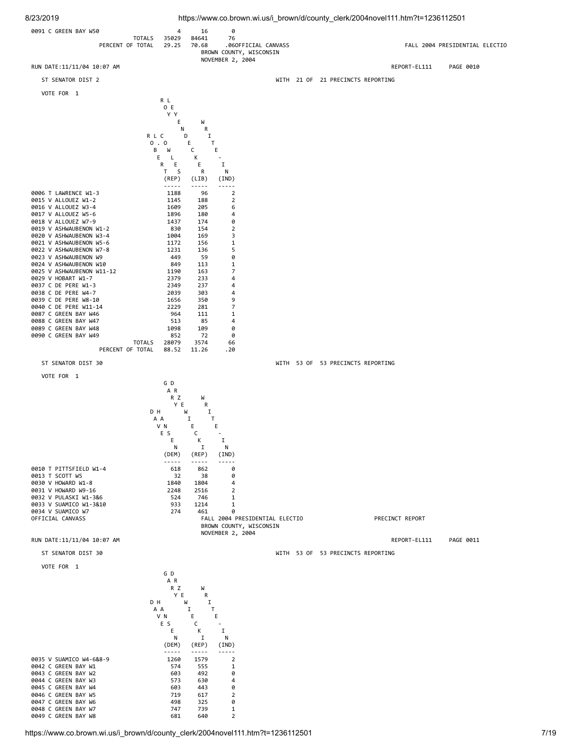| | | | |
|---|---|---|---|
| 0091 C GREEN BAY W50 | 4 | 16 | 0 |
| TOTALS | 35029 | 84641 | 76 |
| PERCENT OF TOTAL | 29.25 | 70.68 | .06 |

OFFICIAL CANVASS FALL 2004 PRESIDENTIAL ELECTIO
BROWN COUNTY, WISCONSIN
NOVEMBER 2, 2004

RUN DATE:11/11/04 10:07 AM REPORT-EL111 PAGE 0010

## ST SENATOR DIST 2

WITH 21 OF 21 PRECINCTS REPORTING

VOTE FOR 1

| | ROY LOREBERTS (REP) | LEN WRIEDECKER-IN (LIB) | WRITE-IN (IND) |
|---|---|---|---|
| 0006 T LAWRENCE W1-3 | 1188 | 96 | 2 |
| 0015 V ALLOUEZ W1-2 | 1145 | 188 | 2 |
| 0016 V ALLOUEZ W3-4 | 1609 | 205 | 6 |
| 0017 V ALLOUEZ W5-6 | 1896 | 180 | 4 |
| 0018 V ALLOUEZ W7-9 | 1437 | 174 | 0 |
| 0019 V ASHWAUBENON W1-2 | 830 | 154 | 2 |
| 0020 V ASHWAUBENON W3-4 | 1004 | 169 | 3 |
| 0021 V ASHWAUBENON W5-6 | 1172 | 156 | 1 |
| 0022 V ASHWAUBENON W7-8 | 1231 | 136 | 5 |
| 0023 V ASHWAUBENON W9 | 449 | 59 | 0 |
| 0024 V ASHWAUBENON W10 | 849 | 113 | 1 |
| 0025 V ASHWAUBENON W11-12 | 1190 | 163 | 7 |
| 0029 V HOBART W1-7 | 2379 | 233 | 4 |
| 0037 C DE PERE W1-3 | 2349 | 237 | 4 |
| 0038 C DE PERE W4-7 | 2039 | 303 | 4 |
| 0039 C DE PERE W8-10 | 1656 | 350 | 9 |
| 0040 C DE PERE W11-14 | 2229 | 281 | 7 |
| 0087 C GREEN BAY W46 | 964 | 111 | 1 |
| 0088 C GREEN BAY W47 | 513 | 85 | 4 |
| 0089 C GREEN BAY W48 | 1098 | 109 | 0 |
| 0090 C GREEN BAY W49 | 852 | 72 | 0 |
| TOTALS | 28079 | 3574 | 66 |
| PERCENT OF TOTAL | 88.52 | 11.26 | .20 |

## ST SENATOR DIST 30

WITH 53 OF 53 PRECINCTS REPORTING

VOTE FOR 1

| | DAVE HANSEN (DEM) | GARY DREWIECKI (REP) | WRITE-IN (IND) |
|---|---|---|---|
| 0010 T PITTSFIELD W1-4 | 618 | 862 | 0 |
| 0013 T SCOTT W5 | 32 | 38 | 0 |
| 0030 V HOWARD W1-8 | 1840 | 1804 | 4 |
| 0031 V HOWARD W9-16 | 2248 | 2516 | 2 |
| 0032 V PULASKI W1-3&6 | 524 | 746 | 1 |
| 0033 V SUAMICO W1-3&10 | 933 | 1214 | 1 |
| 0034 V SUAMICO W7 | 274 | 461 | 0 |

OFFICIAL CANVASS FALL 2004 PRESIDENTIAL ELECTIO PRECINCT REPORT
BROWN COUNTY, WISCONSIN
NOVEMBER 2, 2004

RUN DATE:11/11/04 10:07 AM REPORT-EL111 PAGE 0011

## ST SENATOR DIST 30

WITH 53 OF 53 PRECINCTS REPORTING

VOTE FOR 1

| | DAVE HANSEN (DEM) | GARY DREWIECKI (REP) | WRITE-IN (IND) |
|---|---|---|---|
| 0035 V SUAMICO W4-6&8-9 | 1260 | 1579 | 2 |
| 0042 C GREEN BAY W1 | 574 | 555 | 1 |
| 0043 C GREEN BAY W2 | 603 | 492 | 0 |
| 0044 C GREEN BAY W3 | 573 | 630 | 4 |
| 0045 C GREEN BAY W4 | 603 | 443 | 0 |
| 0046 C GREEN BAY W5 | 719 | 617 | 2 |
| 0047 C GREEN BAY W6 | 498 | 325 | 0 |
| 0048 C GREEN BAY W7 | 747 | 739 | 1 |
| 0049 C GREEN BAY W8 | 681 | 640 | 2 |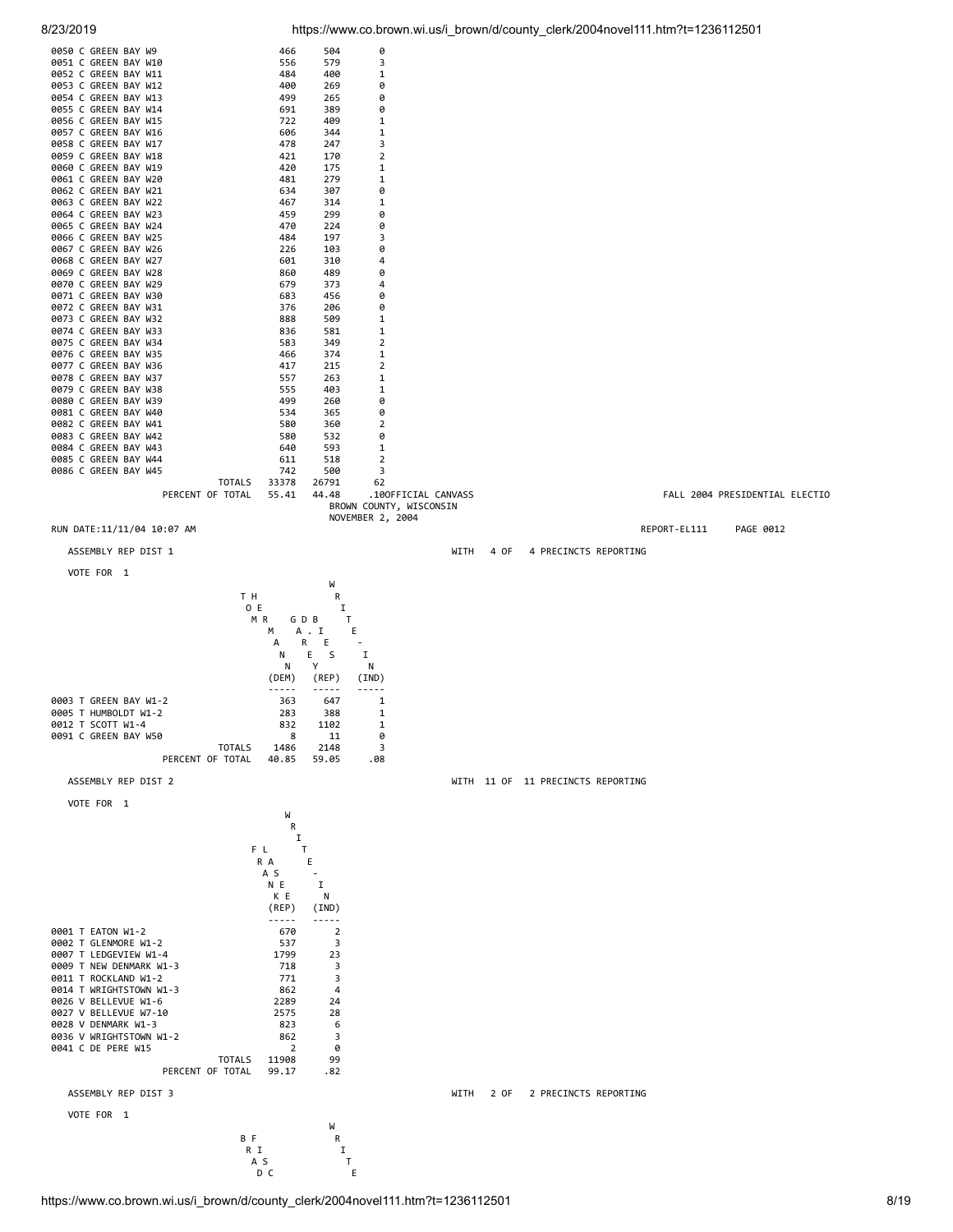| Precinct | DEM | REP | IND |
|---|---|---|---|
| 0050 C GREEN BAY W9 | 466 | 504 | 0 |
| 0051 C GREEN BAY W10 | 556 | 579 | 3 |
| 0052 C GREEN BAY W11 | 484 | 400 | 1 |
| 0053 C GREEN BAY W12 | 400 | 269 | 0 |
| 0054 C GREEN BAY W13 | 499 | 265 | 0 |
| 0055 C GREEN BAY W14 | 691 | 389 | 0 |
| 0056 C GREEN BAY W15 | 722 | 409 | 1 |
| 0057 C GREEN BAY W16 | 606 | 344 | 1 |
| 0058 C GREEN BAY W17 | 478 | 247 | 3 |
| 0059 C GREEN BAY W18 | 421 | 170 | 2 |
| 0060 C GREEN BAY W19 | 420 | 175 | 1 |
| 0061 C GREEN BAY W20 | 481 | 279 | 1 |
| 0062 C GREEN BAY W21 | 634 | 307 | 0 |
| 0063 C GREEN BAY W22 | 467 | 314 | 1 |
| 0064 C GREEN BAY W23 | 459 | 299 | 0 |
| 0065 C GREEN BAY W24 | 470 | 224 | 0 |
| 0066 C GREEN BAY W25 | 484 | 197 | 3 |
| 0067 C GREEN BAY W26 | 226 | 103 | 0 |
| 0068 C GREEN BAY W27 | 601 | 310 | 4 |
| 0069 C GREEN BAY W28 | 860 | 489 | 0 |
| 0070 C GREEN BAY W29 | 679 | 373 | 4 |
| 0071 C GREEN BAY W30 | 683 | 456 | 0 |
| 0072 C GREEN BAY W31 | 376 | 206 | 0 |
| 0073 C GREEN BAY W32 | 888 | 509 | 1 |
| 0074 C GREEN BAY W33 | 836 | 581 | 1 |
| 0075 C GREEN BAY W34 | 583 | 349 | 2 |
| 0076 C GREEN BAY W35 | 466 | 374 | 1 |
| 0077 C GREEN BAY W36 | 417 | 215 | 2 |
| 0078 C GREEN BAY W37 | 557 | 263 | 1 |
| 0079 C GREEN BAY W38 | 555 | 403 | 1 |
| 0080 C GREEN BAY W39 | 499 | 260 | 0 |
| 0081 C GREEN BAY W40 | 534 | 365 | 0 |
| 0082 C GREEN BAY W41 | 580 | 360 | 2 |
| 0083 C GREEN BAY W42 | 580 | 532 | 0 |
| 0084 C GREEN BAY W43 | 640 | 593 | 1 |
| 0085 C GREEN BAY W44 | 611 | 518 | 2 |
| 0086 C GREEN BAY W45 | 742 | 500 | 3 |
| TOTALS | 33378 | 26791 | 62 |
| PERCENT OF TOTAL | 55.41 | 44.48 | .10 |

OFFICIAL CANVASS
BROWN COUNTY, WISCONSIN
NOVEMBER 2, 2004

FALL 2004 PRESIDENTIAL ELECTIO

RUN DATE:11/11/04 10:07 AM          REPORT-EL111     PAGE 0012

## ASSEMBLY REP DIST 1

WITH 4 OF 4 PRECINCTS REPORTING

VOTE FOR 1

| Precinct | TOM HERMANN (DEM) | GARY DEBASE (REP) | WRITE-IN (IND) |
|---|---|---|---|
| 0003 T GREEN BAY W1-2 | 363 | 647 | 1 |
| 0005 T HUMBOLDT W1-2 | 283 | 388 | 1 |
| 0012 T SCOTT W1-4 | 832 | 1102 | 1 |
| 0091 C GREEN BAY W50 | 8 | 11 | 0 |
| TOTALS | 1486 | 2148 | 3 |
| PERCENT OF TOTAL | 40.85 | 59.05 | .08 |

## ASSEMBLY REP DIST 2

WITH 11 OF 11 PRECINCTS REPORTING

VOTE FOR 1

| Precinct | FRANK LASEE (REP) | WRITE-IN (IND) |
|---|---|---|
| 0001 T EATON W1-2 | 670 | 2 |
| 0002 T GLENMORE W1-2 | 537 | 3 |
| 0007 T LEDGEVIEW W1-4 | 1799 | 23 |
| 0009 T NEW DENMARK W1-3 | 718 | 3 |
| 0011 T ROCKLAND W1-2 | 771 | 3 |
| 0014 T WRIGHTSTOWN W1-3 | 862 | 4 |
| 0026 V BELLEVUE W1-6 | 2289 | 24 |
| 0027 V BELLEVUE W7-10 | 2575 | 28 |
| 0028 V DENMARK W1-3 | 823 | 6 |
| 0036 V WRIGHTSTOWN W1-2 | 862 | 3 |
| 0041 C DE PERE W15 | 2 | 0 |
| TOTALS | 11908 | 99 |
| PERCENT OF TOTAL | 99.17 | .82 |

## ASSEMBLY REP DIST 3

WITH 2 OF 2 PRECINCTS REPORTING

VOTE FOR 1

BRAD FISC... WRITE...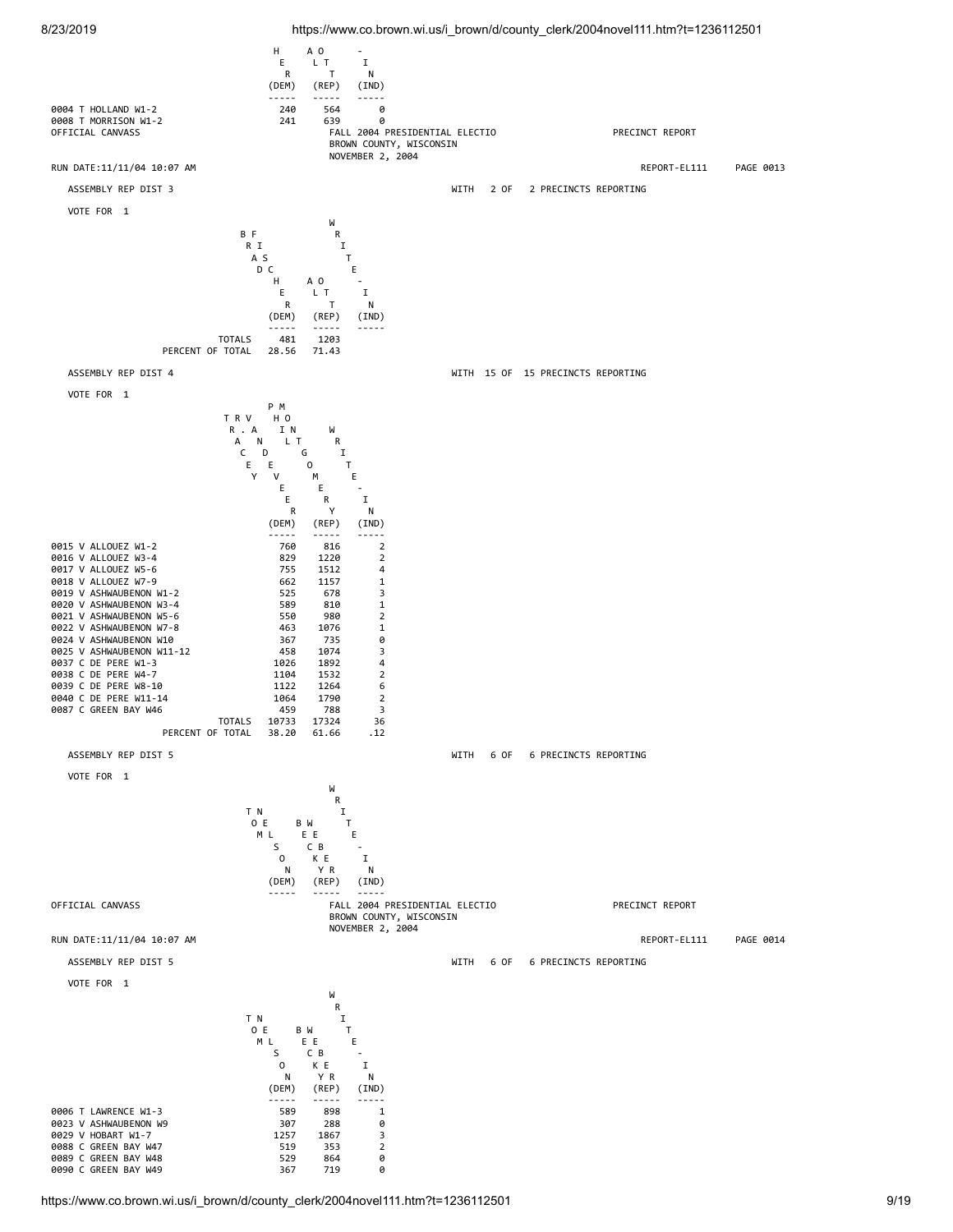| | HEATHER ALTO (DEM) | - (REP) | WRITE-IN (IND) |
|---|---|---|---|
| 0004 T HOLLAND W1-2 | 240 | 564 | 0 |
| 0008 T MORRISON W1-2 | 241 | 639 | 0 |

OFFICIAL CANVASS FALL 2004 PRESIDENTIAL ELECTIO PRECINCT REPORT
BROWN COUNTY, WISCONSIN
NOVEMBER 2, 2004

RUN DATE:11/11/04 10:07 AM REPORT-EL111 PAGE 0013

ASSEMBLY REP DIST 3 WITH 2 OF 2 PRECINCTS REPORTING

VOTE FOR 1

| | BRAD FISCHER (DEM) | HEATHER ALTO (REP) | WRITE-IN (IND) |
|---|---|---|---|
| TOTALS | 481 | 1203 | |
| PERCENT OF TOTAL | 28.56 | 71.43 | |

ASSEMBLY REP DIST 4 WITH 15 OF 15 PRECINCTS REPORTING

VOTE FOR 1

| | TRACEY RAVEN (DEM) | PHIL MONTGOMERY (REP) | WRITE-IN (IND) |
|---|---|---|---|
| 0015 V ALLOUEZ W1-2 | 760 | 816 | 2 |
| 0016 V ALLOUEZ W3-4 | 829 | 1220 | 2 |
| 0017 V ALLOUEZ W5-6 | 755 | 1512 | 4 |
| 0018 V ALLOUEZ W7-9 | 662 | 1157 | 1 |
| 0019 V ASHWAUBENON W1-2 | 525 | 678 | 3 |
| 0020 V ASHWAUBENON W3-4 | 589 | 810 | 1 |
| 0021 V ASHWAUBENON W5-6 | 550 | 980 | 2 |
| 0022 V ASHWAUBENON W7-8 | 463 | 1076 | 1 |
| 0024 V ASHWAUBENON W10 | 367 | 735 | 0 |
| 0025 V ASHWAUBENON W11-12 | 458 | 1074 | 3 |
| 0037 C DE PERE W1-3 | 1026 | 1892 | 4 |
| 0038 C DE PERE W4-7 | 1104 | 1532 | 2 |
| 0039 C DE PERE W8-10 | 1122 | 1264 | 6 |
| 0040 C DE PERE W11-14 | 1064 | 1790 | 2 |
| 0087 C GREEN BAY W46 | 459 | 788 | 3 |
| TOTALS | 10733 | 17324 | 36 |
| PERCENT OF TOTAL | 38.20 | 61.66 | .12 |

ASSEMBLY REP DIST 5 WITH 6 OF 6 PRECINCTS REPORTING

VOTE FOR 1

OFFICIAL CANVASS FALL 2004 PRESIDENTIAL ELECTIO PRECINCT REPORT
BROWN COUNTY, WISCONSIN
NOVEMBER 2, 2004

RUN DATE:11/11/04 10:07 AM REPORT-EL111 PAGE 0014

ASSEMBLY REP DIST 5 WITH 6 OF 6 PRECINCTS REPORTING

VOTE FOR 1

| | TOM NELSON (DEM) | BECKY WEBER (REP) | WRITE-IN (IND) |
|---|---|---|---|
| 0006 T LAWRENCE W1-3 | 589 | 898 | 1 |
| 0023 V ASHWAUBENON W9 | 307 | 288 | 0 |
| 0029 V HOBART W1-7 | 1257 | 1867 | 3 |
| 0088 C GREEN BAY W47 | 519 | 353 | 2 |
| 0089 C GREEN BAY W48 | 529 | 864 | 0 |
| 0090 C GREEN BAY W49 | 367 | 719 | 0 |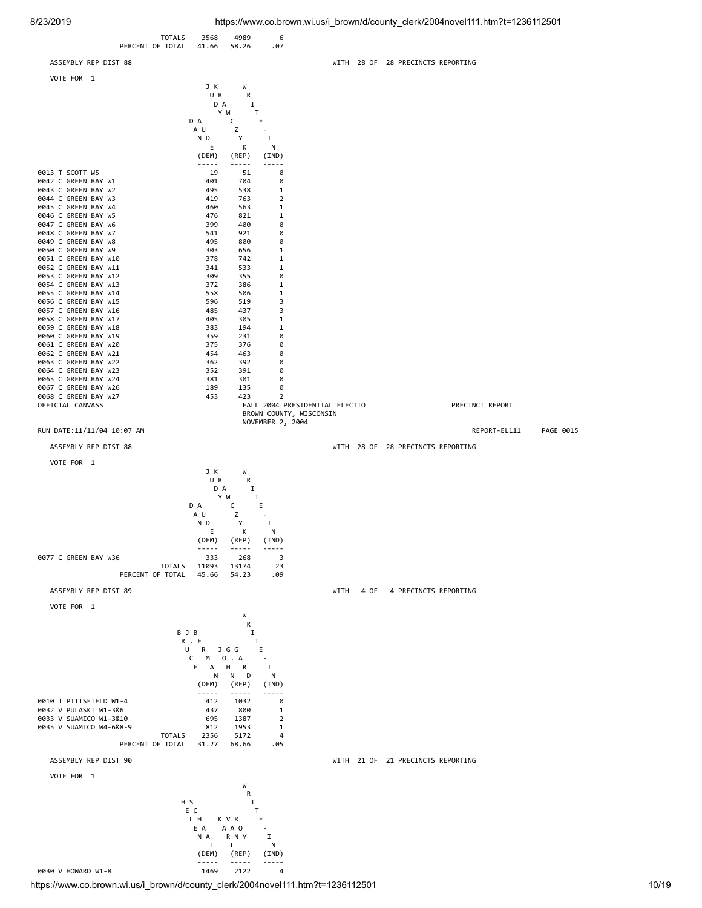| | | | | |
|---|---|---|---|---|
| TOTALS | 3568 | 4989 | 6 |
| PERCENT OF TOTAL | 41.66 | 58.26 | .07 |

ASSEMBLY REP DIST 88 — WITH 28 OF 28 PRECINCTS REPORTING

VOTE FOR 1

| | JUDY ANDERSON (DEM) | KAREN CZYZEWSKI (REP) | WRITE-IN (IND) |
|---|---|---|---|
| 0013 T SCOTT W5 | 19 | 51 | 0 |
| 0042 C GREEN BAY W1 | 401 | 704 | 0 |
| 0043 C GREEN BAY W2 | 495 | 538 | 1 |
| 0044 C GREEN BAY W3 | 419 | 763 | 2 |
| 0045 C GREEN BAY W4 | 460 | 563 | 1 |
| 0046 C GREEN BAY W5 | 476 | 821 | 1 |
| 0047 C GREEN BAY W6 | 399 | 400 | 0 |
| 0048 C GREEN BAY W7 | 541 | 921 | 0 |
| 0049 C GREEN BAY W8 | 495 | 800 | 0 |
| 0050 C GREEN BAY W9 | 303 | 656 | 1 |
| 0051 C GREEN BAY W10 | 378 | 742 | 1 |
| 0052 C GREEN BAY W11 | 341 | 533 | 1 |
| 0053 C GREEN BAY W12 | 309 | 355 | 0 |
| 0054 C GREEN BAY W13 | 372 | 386 | 1 |
| 0055 C GREEN BAY W14 | 558 | 506 | 1 |
| 0056 C GREEN BAY W15 | 596 | 519 | 3 |
| 0057 C GREEN BAY W16 | 485 | 437 | 3 |
| 0058 C GREEN BAY W17 | 405 | 305 | 1 |
| 0059 C GREEN BAY W18 | 383 | 194 | 1 |
| 0060 C GREEN BAY W19 | 359 | 231 | 0 |
| 0061 C GREEN BAY W20 | 375 | 376 | 0 |
| 0062 C GREEN BAY W21 | 454 | 463 | 0 |
| 0063 C GREEN BAY W22 | 362 | 392 | 0 |
| 0064 C GREEN BAY W23 | 352 | 391 | 0 |
| 0065 C GREEN BAY W24 | 381 | 301 | 0 |
| 0067 C GREEN BAY W26 | 189 | 135 | 0 |
| 0068 C GREEN BAY W27 | 453 | 423 | 2 |

OFFICIAL CANVASS — FALL 2004 PRESIDENTIAL ELECTIO — PRECINCT REPORT
BROWN COUNTY, WISCONSIN
NOVEMBER 2, 2004

RUN DATE:11/11/04 10:07 AM — REPORT-EL111 PAGE 0015

ASSEMBLY REP DIST 88 — WITH 28 OF 28 PRECINCTS REPORTING

VOTE FOR 1

| | JUDY ANDERSON (DEM) | KAREN CZYZEWSKI (REP) | WRITE-IN (IND) |
|---|---|---|---|
| 0077 C GREEN BAY W36 | 333 | 268 | 3 |
| TOTALS | 11093 | 13174 | 23 |
| PERCENT OF TOTAL | 45.66 | 54.23 | .09 |

ASSEMBLY REP DIST 89 — WITH 4 OF 4 PRECINCTS REPORTING

VOTE FOR 1

| | BRUCE CE (DEM) | J. MARK JOHN GGARD (REP) | WRITE-IN (IND) |
|---|---|---|---|
| 0010 T PITTSFIELD W1-4 | 412 | 1032 | 0 |
| 0032 V PULASKI W1-3&6 | 437 | 800 | 1 |
| 0033 V SUAMICO W1-3&10 | 695 | 1387 | 2 |
| 0035 V SUAMICO W4-6&8-9 | 812 | 1953 | 1 |
| TOTALS | 2356 | 5172 | 4 |
| PERCENT OF TOTAL | 31.27 | 68.66 | .05 |

ASSEMBLY REP DIST 90 — WITH 21 OF 21 PRECINCTS REPORTING

VOTE FOR 1

| | HELEN SCHAEL (DEM) | KARL VAN ROY (REP) | WRITE-IN (IND) |
|---|---|---|---|
| 0030 V HOWARD W1-8 | 1469 | 2122 | 4 |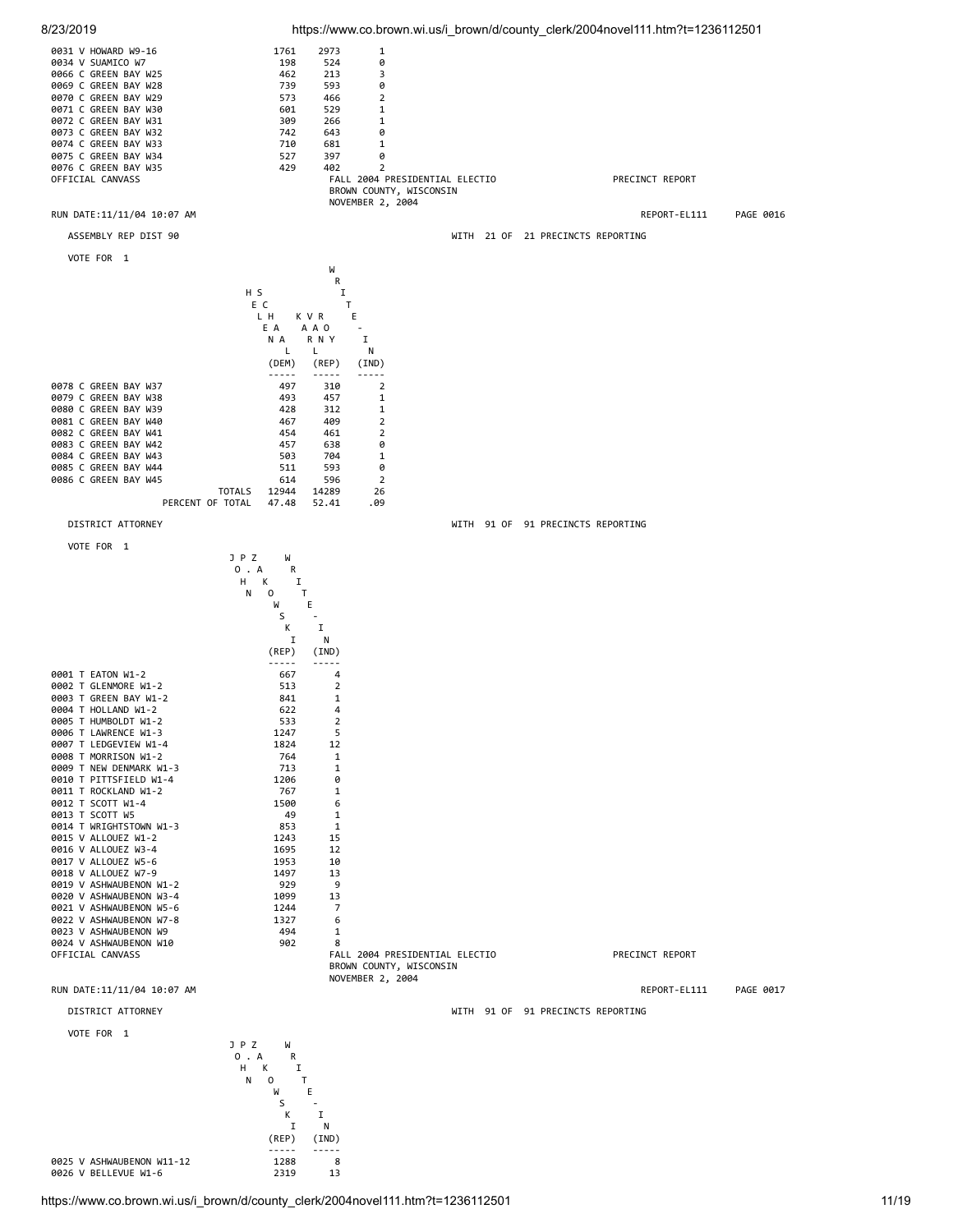| Precinct | (DEM) | (REP) | (IND) |
|---|---|---|---|
| 0031 V HOWARD W9-16 | 1761 | 2973 | 1 |
| 0034 V SUAMICO W7 | 198 | 524 | 0 |
| 0066 C GREEN BAY W25 | 462 | 213 | 3 |
| 0069 C GREEN BAY W28 | 739 | 593 | 0 |
| 0070 C GREEN BAY W29 | 573 | 466 | 2 |
| 0071 C GREEN BAY W30 | 601 | 529 | 1 |
| 0072 C GREEN BAY W31 | 309 | 266 | 1 |
| 0073 C GREEN BAY W32 | 742 | 643 | 0 |
| 0074 C GREEN BAY W33 | 710 | 681 | 1 |
| 0075 C GREEN BAY W34 | 527 | 397 | 0 |
| 0076 C GREEN BAY W35 | 429 | 402 | 2 |

OFFICIAL CANVASS — FALL 2004 PRESIDENTIAL ELECTIO — PRECINCT REPORT
BROWN COUNTY, WISCONSIN
NOVEMBER 2, 2004

RUN DATE:11/11/04 10:07 AM — REPORT-EL111 PAGE 0016

ASSEMBLY REP DIST 90 — WITH 21 OF 21 PRECINCTS REPORTING

VOTE FOR 1

| Precinct | HELEN SCHAL (DEM) | KARL VANROY (REP) | WRITE-IN (IND) |
|---|---|---|---|
| 0078 C GREEN BAY W37 | 497 | 310 | 2 |
| 0079 C GREEN BAY W38 | 493 | 457 | 1 |
| 0080 C GREEN BAY W39 | 428 | 312 | 1 |
| 0081 C GREEN BAY W40 | 467 | 409 | 2 |
| 0082 C GREEN BAY W41 | 454 | 461 | 2 |
| 0083 C GREEN BAY W42 | 457 | 638 | 0 |
| 0084 C GREEN BAY W43 | 503 | 704 | 1 |
| 0085 C GREEN BAY W44 | 511 | 593 | 0 |
| 0086 C GREEN BAY W45 | 614 | 596 | 2 |
| TOTALS | 12944 | 14289 | 26 |
| PERCENT OF TOTAL | 47.48 | 52.41 | .09 |

DISTRICT ATTORNEY — WITH 91 OF 91 PRECINCTS REPORTING

VOTE FOR 1

| Precinct | JOHN P. ZAKOWSKI (REP) | WRITE-IN (IND) |
|---|---|---|
| 0001 T EATON W1-2 | 667 | 4 |
| 0002 T GLENMORE W1-2 | 513 | 2 |
| 0003 T GREEN BAY W1-2 | 841 | 1 |
| 0004 T HOLLAND W1-2 | 622 | 4 |
| 0005 T HUMBOLDT W1-2 | 533 | 2 |
| 0006 T LAWRENCE W1-3 | 1247 | 5 |
| 0007 T LEDGEVIEW W1-4 | 1824 | 12 |
| 0008 T MORRISON W1-2 | 764 | 1 |
| 0009 T NEW DENMARK W1-3 | 713 | 1 |
| 0010 T PITTSFIELD W1-4 | 1206 | 0 |
| 0011 T ROCKLAND W1-2 | 767 | 1 |
| 0012 T SCOTT W1-4 | 1500 | 6 |
| 0013 T SCOTT W5 | 49 | 1 |
| 0014 T WRIGHTSTOWN W1-3 | 853 | 1 |
| 0015 V ALLOUEZ W1-2 | 1243 | 15 |
| 0016 V ALLOUEZ W3-4 | 1695 | 12 |
| 0017 V ALLOUEZ W5-6 | 1953 | 10 |
| 0018 V ALLOUEZ W7-9 | 1497 | 13 |
| 0019 V ASHWAUBENON W1-2 | 929 | 9 |
| 0020 V ASHWAUBENON W3-4 | 1099 | 13 |
| 0021 V ASHWAUBENON W5-6 | 1244 | 7 |
| 0022 V ASHWAUBENON W7-8 | 1327 | 6 |
| 0023 V ASHWAUBENON W9 | 494 | 1 |
| 0024 V ASHWAUBENON W10 | 902 | 8 |

OFFICIAL CANVASS — FALL 2004 PRESIDENTIAL ELECTIO — PRECINCT REPORT
BROWN COUNTY, WISCONSIN
NOVEMBER 2, 2004

RUN DATE:11/11/04 10:07 AM — REPORT-EL111 PAGE 0017

DISTRICT ATTORNEY — WITH 91 OF 91 PRECINCTS REPORTING

VOTE FOR 1

| Precinct | JOHN P. ZAKOWSKI (REP) | WRITE-IN (IND) |
|---|---|---|
| 0025 V ASHWAUBENON W11-12 | 1288 | 8 |
| 0026 V BELLEVUE W1-6 | 2319 | 13 |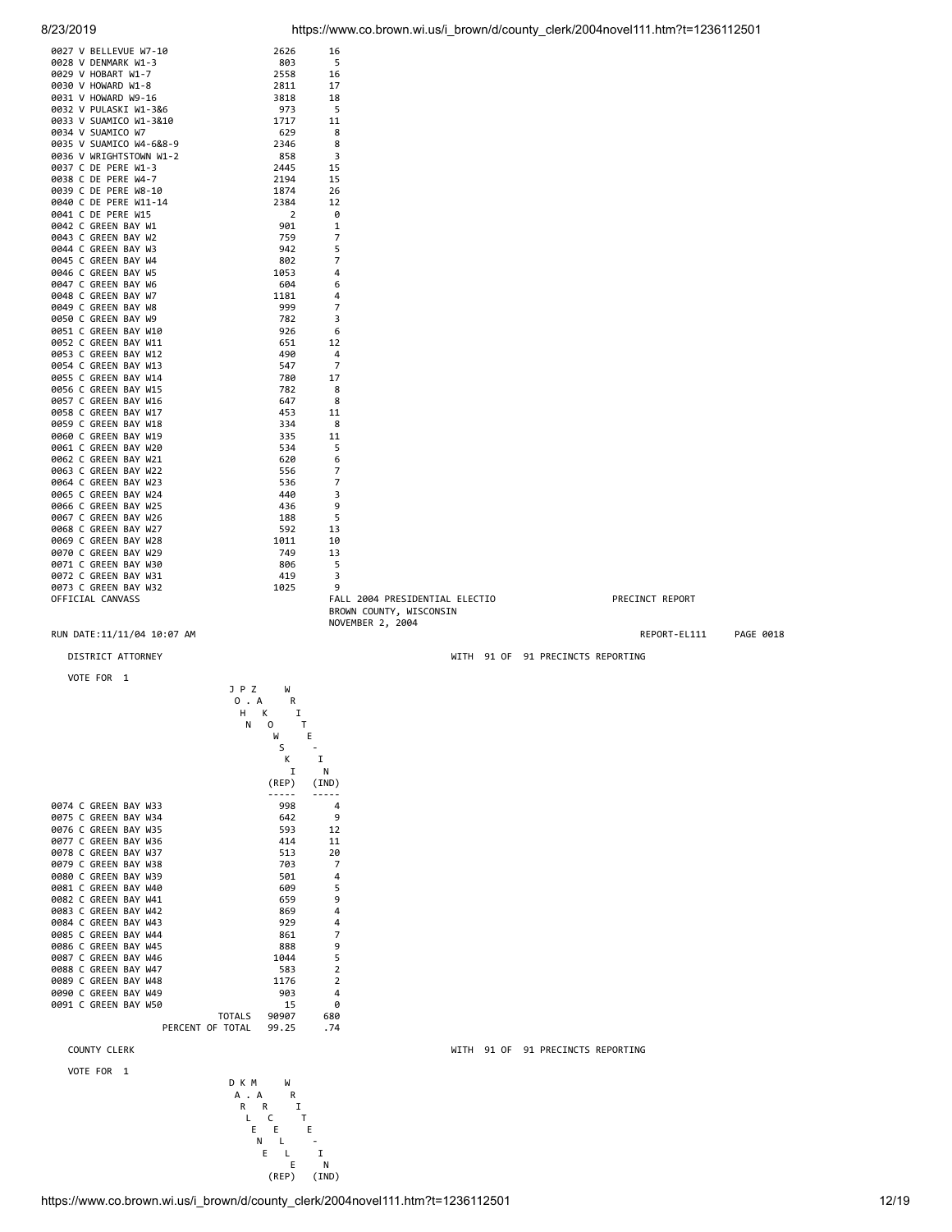| Precinct | | |
|---|---|---|
| 0027 V BELLEVUE W7-10 | 2626 | 16 |
| 0028 V DENMARK W1-3 | 803 | 5 |
| 0029 V HOBART W1-7 | 2558 | 16 |
| 0030 V HOWARD W1-8 | 2811 | 17 |
| 0031 V HOWARD W9-16 | 3818 | 18 |
| 0032 V PULASKI W1-3&6 | 973 | 5 |
| 0033 V SUAMICO W1-3&10 | 1717 | 11 |
| 0034 V SUAMICO W7 | 629 | 8 |
| 0035 V SUAMICO W4-6&8-9 | 2346 | 8 |
| 0036 V WRIGHTSTOWN W1-2 | 858 | 3 |
| 0037 C DE PERE W1-3 | 2445 | 15 |
| 0038 C DE PERE W4-7 | 2194 | 15 |
| 0039 C DE PERE W8-10 | 1874 | 26 |
| 0040 C DE PERE W11-14 | 2384 | 12 |
| 0041 C DE PERE W15 | 2 | 0 |
| 0042 C GREEN BAY W1 | 901 | 1 |
| 0043 C GREEN BAY W2 | 759 | 7 |
| 0044 C GREEN BAY W3 | 942 | 5 |
| 0045 C GREEN BAY W4 | 802 | 7 |
| 0046 C GREEN BAY W5 | 1053 | 4 |
| 0047 C GREEN BAY W6 | 604 | 6 |
| 0048 C GREEN BAY W7 | 1181 | 4 |
| 0049 C GREEN BAY W8 | 999 | 7 |
| 0050 C GREEN BAY W9 | 782 | 3 |
| 0051 C GREEN BAY W10 | 926 | 6 |
| 0052 C GREEN BAY W11 | 651 | 12 |
| 0053 C GREEN BAY W12 | 490 | 4 |
| 0054 C GREEN BAY W13 | 547 | 7 |
| 0055 C GREEN BAY W14 | 780 | 17 |
| 0056 C GREEN BAY W15 | 782 | 8 |
| 0057 C GREEN BAY W16 | 647 | 8 |
| 0058 C GREEN BAY W17 | 453 | 11 |
| 0059 C GREEN BAY W18 | 334 | 8 |
| 0060 C GREEN BAY W19 | 335 | 11 |
| 0061 C GREEN BAY W20 | 534 | 5 |
| 0062 C GREEN BAY W21 | 620 | 6 |
| 0063 C GREEN BAY W22 | 556 | 7 |
| 0064 C GREEN BAY W23 | 536 | 7 |
| 0065 C GREEN BAY W24 | 440 | 3 |
| 0066 C GREEN BAY W25 | 436 | 9 |
| 0067 C GREEN BAY W26 | 188 | 5 |
| 0068 C GREEN BAY W27 | 592 | 13 |
| 0069 C GREEN BAY W28 | 1011 | 10 |
| 0070 C GREEN BAY W29 | 749 | 13 |
| 0071 C GREEN BAY W30 | 806 | 5 |
| 0072 C GREEN BAY W31 | 419 | 3 |
| 0073 C GREEN BAY W32 | 1025 | 9 |

OFFICIAL CANVASS

FALL 2004 PRESIDENTIAL ELECTIO
BROWN COUNTY, WISCONSIN
NOVEMBER 2, 2004

PRECINCT REPORT

RUN DATE:11/11/04 10:07 AM

REPORT-EL111 PAGE 0018

## DISTRICT ATTORNEY

WITH 91 OF 91 PRECINCTS REPORTING

VOTE FOR 1

| | JOHN P. ZAKOWSKI (REP) | JOHN P. ZAKOWSKI (IND) WRITE-IN |
|---|---|---|
| 0074 C GREEN BAY W33 | 998 | 4 |
| 0075 C GREEN BAY W34 | 642 | 9 |
| 0076 C GREEN BAY W35 | 593 | 12 |
| 0077 C GREEN BAY W36 | 414 | 11 |
| 0078 C GREEN BAY W37 | 513 | 20 |
| 0079 C GREEN BAY W38 | 703 | 7 |
| 0080 C GREEN BAY W39 | 501 | 4 |
| 0081 C GREEN BAY W40 | 609 | 5 |
| 0082 C GREEN BAY W41 | 659 | 9 |
| 0083 C GREEN BAY W42 | 869 | 4 |
| 0084 C GREEN BAY W43 | 929 | 4 |
| 0085 C GREEN BAY W44 | 861 | 7 |
| 0086 C GREEN BAY W45 | 888 | 9 |
| 0087 C GREEN BAY W46 | 1044 | 5 |
| 0088 C GREEN BAY W47 | 583 | 2 |
| 0089 C GREEN BAY W48 | 1176 | 2 |
| 0090 C GREEN BAY W49 | 903 | 4 |
| 0091 C GREEN BAY W50 | 15 | 0 |
| TOTALS | 90907 | 680 |
| PERCENT OF TOTAL | 99.25 | .74 |

## COUNTY CLERK

WITH 91 OF 91 PRECINCTS REPORTING

VOTE FOR 1

| DARLENE K. MARCELLE (REP) | WRITE-IN (IND) |
|---|---|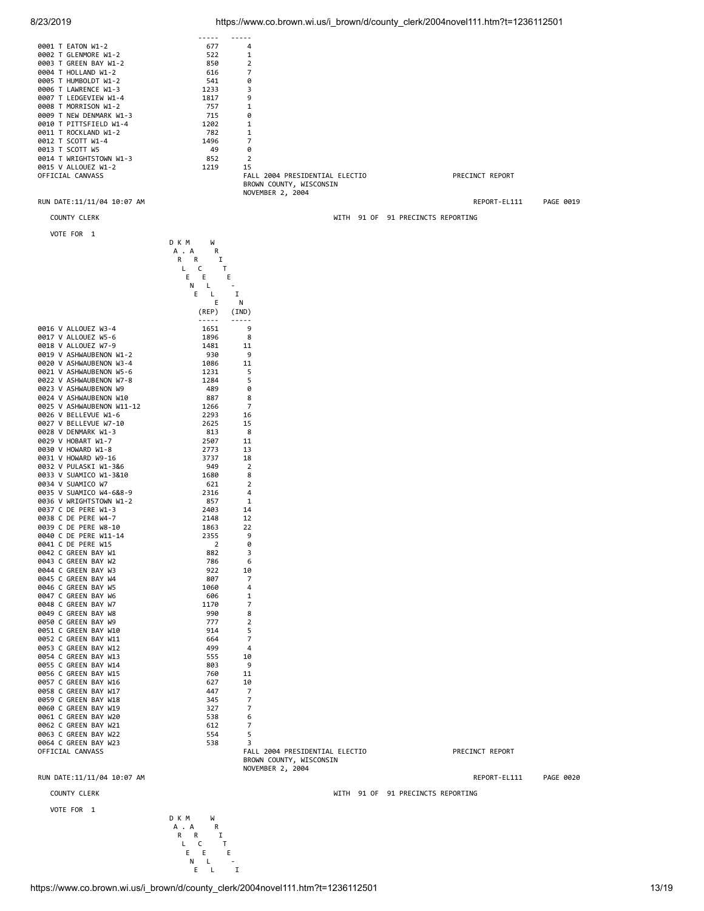| | | |
|---|---|---|
| | ----- | ----- |
| 0001 T EATON W1-2 | 677 | 4 |
| 0002 T GLENMORE W1-2 | 522 | 1 |
| 0003 T GREEN BAY W1-2 | 850 | 2 |
| 0004 T HOLLAND W1-2 | 616 | 7 |
| 0005 T HUMBOLDT W1-2 | 541 | 0 |
| 0006 T LAWRENCE W1-3 | 1233 | 3 |
| 0007 T LEDGEVIEW W1-4 | 1817 | 9 |
| 0008 T MORRISON W1-2 | 757 | 1 |
| 0009 T NEW DENMARK W1-3 | 715 | 0 |
| 0010 T PITTSFIELD W1-4 | 1202 | 1 |
| 0011 T ROCKLAND W1-2 | 782 | 1 |
| 0012 T SCOTT W1-4 | 1496 | 7 |
| 0013 T SCOTT W5 | 49 | 0 |
| 0014 T WRIGHTSTOWN W1-3 | 852 | 2 |
| 0015 V ALLOUEZ W1-2 | 1219 | 15 |

OFFICIAL CANVASS — FALL 2004 PRESIDENTIAL ELECTIO — PRECINCT REPORT
BROWN COUNTY, WISCONSIN
NOVEMBER 2, 2004

RUN DATE:11/11/04 10:07 AM — REPORT-EL111 — PAGE 0019

COUNTY CLERK — WITH 91 OF 91 PRECINCTS REPORTING

VOTE FOR 1

| | DARLENE KECMEL (REP) | WRITE-IN (IND) |
|---|---|---|
| 0016 V ALLOUEZ W3-4 | 1651 | 9 |
| 0017 V ALLOUEZ W5-6 | 1896 | 8 |
| 0018 V ALLOUEZ W7-9 | 1481 | 11 |
| 0019 V ASHWAUBENON W1-2 | 930 | 9 |
| 0020 V ASHWAUBENON W3-4 | 1086 | 11 |
| 0021 V ASHWAUBENON W5-6 | 1231 | 5 |
| 0022 V ASHWAUBENON W7-8 | 1284 | 5 |
| 0023 V ASHWAUBENON W9 | 489 | 0 |
| 0024 V ASHWAUBENON W10 | 887 | 8 |
| 0025 V ASHWAUBENON W11-12 | 1266 | 7 |
| 0026 V BELLEVUE W1-6 | 2293 | 16 |
| 0027 V BELLEVUE W7-10 | 2625 | 15 |
| 0028 V DENMARK W1-3 | 813 | 8 |
| 0029 V HOBART W1-7 | 2507 | 11 |
| 0030 V HOWARD W1-8 | 2773 | 13 |
| 0031 V HOWARD W9-16 | 3737 | 18 |
| 0032 V PULASKI W1-3&6 | 949 | 2 |
| 0033 V SUAMICO W1-3&10 | 1680 | 8 |
| 0034 V SUAMICO W7 | 621 | 2 |
| 0035 V SUAMICO W4-6&8-9 | 2316 | 4 |
| 0036 V WRIGHTSTOWN W1-2 | 857 | 1 |
| 0037 C DE PERE W1-3 | 2403 | 14 |
| 0038 C DE PERE W4-7 | 2148 | 12 |
| 0039 C DE PERE W8-10 | 1863 | 22 |
| 0040 C DE PERE W11-14 | 2355 | 9 |
| 0041 C DE PERE W15 | 2 | 0 |
| 0042 C GREEN BAY W1 | 882 | 3 |
| 0043 C GREEN BAY W2 | 786 | 6 |
| 0044 C GREEN BAY W3 | 922 | 10 |
| 0045 C GREEN BAY W4 | 807 | 7 |
| 0046 C GREEN BAY W5 | 1060 | 4 |
| 0047 C GREEN BAY W6 | 606 | 1 |
| 0048 C GREEN BAY W7 | 1170 | 7 |
| 0049 C GREEN BAY W8 | 990 | 8 |
| 0050 C GREEN BAY W9 | 777 | 2 |
| 0051 C GREEN BAY W10 | 914 | 5 |
| 0052 C GREEN BAY W11 | 664 | 7 |
| 0053 C GREEN BAY W12 | 499 | 4 |
| 0054 C GREEN BAY W13 | 555 | 10 |
| 0055 C GREEN BAY W14 | 803 | 9 |
| 0056 C GREEN BAY W15 | 760 | 11 |
| 0057 C GREEN BAY W16 | 627 | 10 |
| 0058 C GREEN BAY W17 | 447 | 7 |
| 0059 C GREEN BAY W18 | 345 | 7 |
| 0060 C GREEN BAY W19 | 327 | 7 |
| 0061 C GREEN BAY W20 | 538 | 6 |
| 0062 C GREEN BAY W21 | 612 | 7 |
| 0063 C GREEN BAY W22 | 554 | 5 |
| 0064 C GREEN BAY W23 | 538 | 3 |

OFFICIAL CANVASS — FALL 2004 PRESIDENTIAL ELECTIO — PRECINCT REPORT
BROWN COUNTY, WISCONSIN
NOVEMBER 2, 2004

RUN DATE:11/11/04 10:07 AM — REPORT-EL111 — PAGE 0020

COUNTY CLERK — WITH 91 OF 91 PRECINCTS REPORTING

VOTE FOR 1

| DARLENE KEL... | WRITE-I... |
|---|---|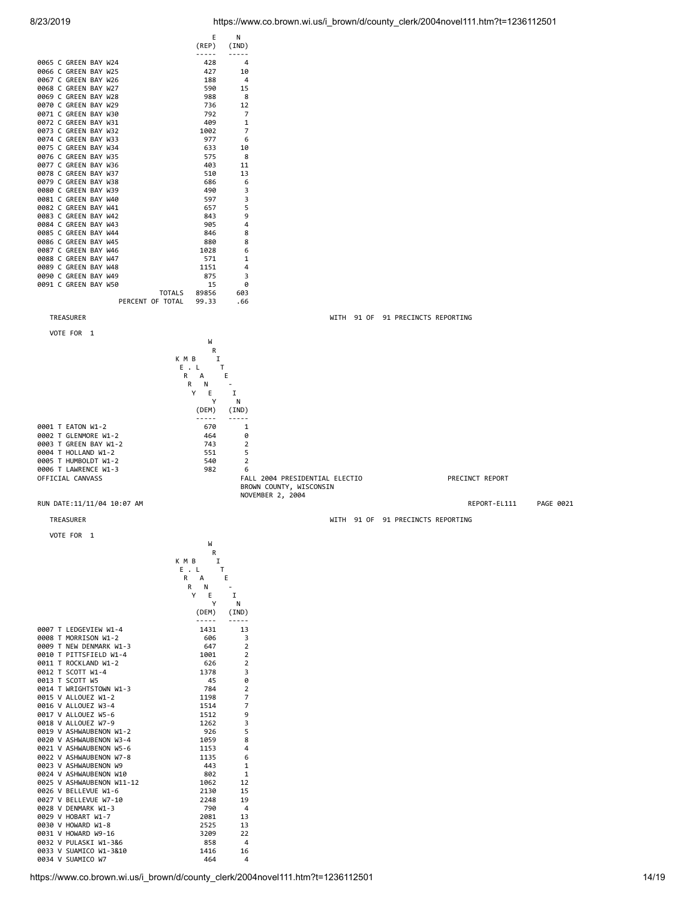| | E (REP) | N (IND) |
|---|---|---|
| 0065 C GREEN BAY W24 | 428 | 4 |
| 0066 C GREEN BAY W25 | 427 | 10 |
| 0067 C GREEN BAY W26 | 188 | 4 |
| 0068 C GREEN BAY W27 | 590 | 15 |
| 0069 C GREEN BAY W28 | 988 | 8 |
| 0070 C GREEN BAY W29 | 736 | 12 |
| 0071 C GREEN BAY W30 | 792 | 7 |
| 0072 C GREEN BAY W31 | 409 | 1 |
| 0073 C GREEN BAY W32 | 1002 | 7 |
| 0074 C GREEN BAY W33 | 977 | 6 |
| 0075 C GREEN BAY W34 | 633 | 10 |
| 0076 C GREEN BAY W35 | 575 | 8 |
| 0077 C GREEN BAY W36 | 403 | 11 |
| 0078 C GREEN BAY W37 | 510 | 13 |
| 0079 C GREEN BAY W38 | 686 | 6 |
| 0080 C GREEN BAY W39 | 490 | 3 |
| 0081 C GREEN BAY W40 | 597 | 3 |
| 0082 C GREEN BAY W41 | 657 | 5 |
| 0083 C GREEN BAY W42 | 843 | 9 |
| 0084 C GREEN BAY W43 | 905 | 4 |
| 0085 C GREEN BAY W44 | 846 | 8 |
| 0086 C GREEN BAY W45 | 880 | 8 |
| 0087 C GREEN BAY W46 | 1028 | 6 |
| 0088 C GREEN BAY W47 | 571 | 1 |
| 0089 C GREEN BAY W48 | 1151 | 4 |
| 0090 C GREEN BAY W49 | 875 | 3 |
| 0091 C GREEN BAY W50 | 15 | 0 |
| TOTALS | 89856 | 603 |
| PERCENT OF TOTAL | 99.33 | .66 |

TREASURER — WITH 91 OF 91 PRECINCTS REPORTING

VOTE FOR 1

| | KERRY MABLE (DEM) | WRITE-IN (IND) |
|---|---|---|
| 0001 T EATON W1-2 | 670 | 1 |
| 0002 T GLENMORE W1-2 | 464 | 0 |
| 0003 T GREEN BAY W1-2 | 743 | 2 |
| 0004 T HOLLAND W1-2 | 551 | 5 |
| 0005 T HUMBOLDT W1-2 | 540 | 2 |
| 0006 T LAWRENCE W1-3 | 982 | 6 |

OFFICIAL CANVASS — FALL 2004 PRESIDENTIAL ELECTIO — PRECINCT REPORT

BROWN COUNTY, WISCONSIN

NOVEMBER 2, 2004

RUN DATE:11/11/04 10:07 AM — REPORT-EL111 PAGE 0021

TREASURER — WITH 91 OF 91 PRECINCTS REPORTING

VOTE FOR 1

| | KERRY MABLE (DEM) | WRITE-IN (IND) |
|---|---|---|
| 0007 T LEDGEVIEW W1-4 | 1431 | 13 |
| 0008 T MORRISON W1-2 | 606 | 3 |
| 0009 T NEW DENMARK W1-3 | 647 | 2 |
| 0010 T PITTSFIELD W1-4 | 1001 | 2 |
| 0011 T ROCKLAND W1-2 | 626 | 2 |
| 0012 T SCOTT W1-4 | 1378 | 3 |
| 0013 T SCOTT W5 | 45 | 0 |
| 0014 T WRIGHTSTOWN W1-3 | 784 | 2 |
| 0015 V ALLOUEZ W1-2 | 1198 | 7 |
| 0016 V ALLOUEZ W3-4 | 1514 | 7 |
| 0017 V ALLOUEZ W5-6 | 1512 | 9 |
| 0018 V ALLOUEZ W7-9 | 1262 | 3 |
| 0019 V ASHWAUBENON W1-2 | 926 | 5 |
| 0020 V ASHWAUBENON W3-4 | 1059 | 8 |
| 0021 V ASHWAUBENON W5-6 | 1153 | 4 |
| 0022 V ASHWAUBENON W7-8 | 1135 | 6 |
| 0023 V ASHWAUBENON W9 | 443 | 1 |
| 0024 V ASHWAUBENON W10 | 802 | 1 |
| 0025 V ASHWAUBENON W11-12 | 1062 | 12 |
| 0026 V BELLEVUE W1-6 | 2130 | 15 |
| 0027 V BELLEVUE W7-10 | 2248 | 19 |
| 0028 V DENMARK W1-3 | 790 | 4 |
| 0029 V HOBART W1-7 | 2081 | 13 |
| 0030 V HOWARD W1-8 | 2525 | 13 |
| 0031 V HOWARD W9-16 | 3209 | 22 |
| 0032 V PULASKI W1-3&6 | 858 | 4 |
| 0033 V SUAMICO W1-3&10 | 1416 | 16 |
| 0034 V SUAMICO W7 | 464 | 4 |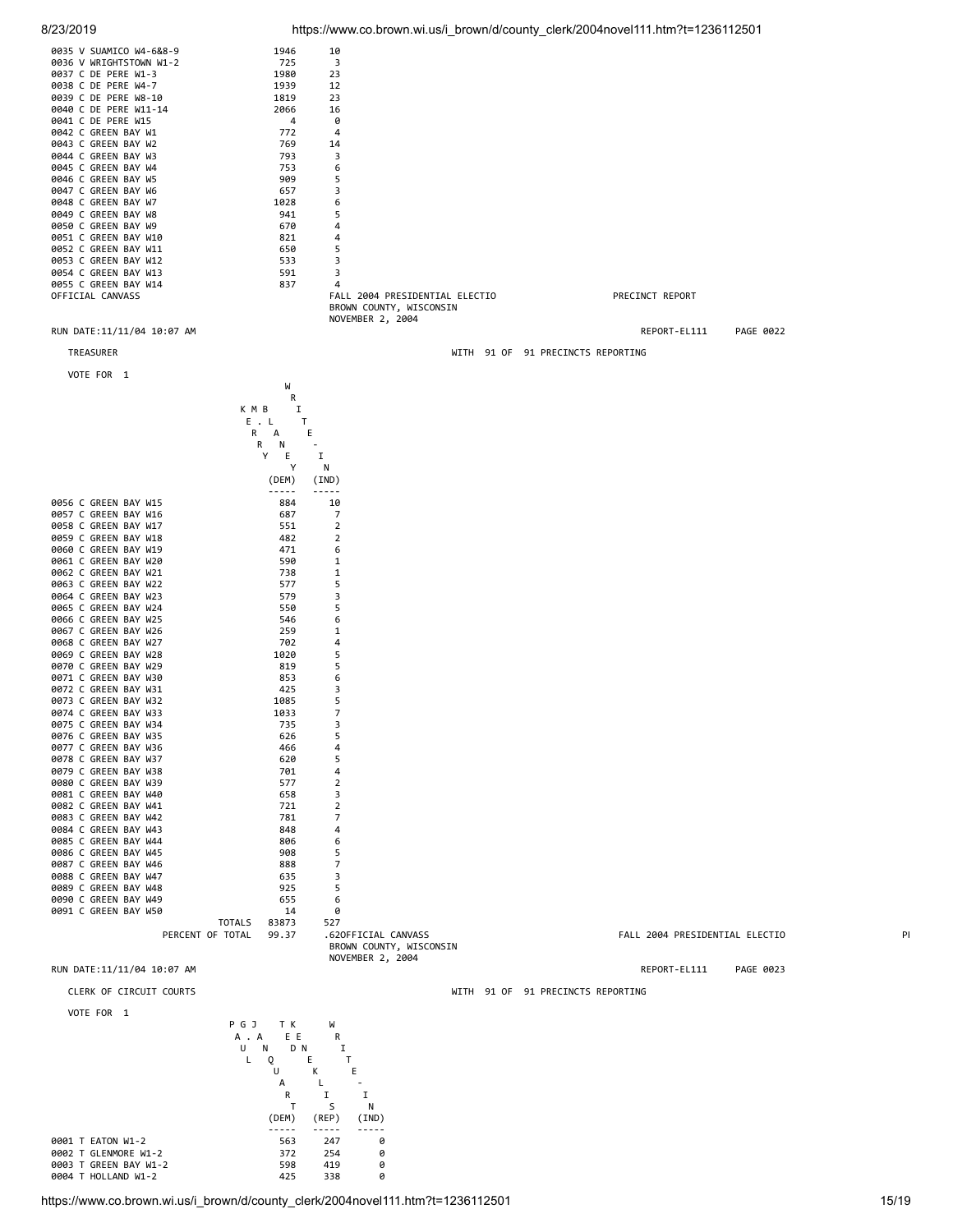| Precinct | | |
|---|---|---|
| 0035 V SUAMICO W4-6&8-9 | 1946 | 10 |
| 0036 V WRIGHTSTOWN W1-2 | 725 | 3 |
| 0037 C DE PERE W1-3 | 1980 | 23 |
| 0038 C DE PERE W4-7 | 1939 | 12 |
| 0039 C DE PERE W8-10 | 1819 | 23 |
| 0040 C DE PERE W11-14 | 2066 | 16 |
| 0041 C DE PERE W15 | 4 | 0 |
| 0042 C GREEN BAY W1 | 772 | 4 |
| 0043 C GREEN BAY W2 | 769 | 14 |
| 0044 C GREEN BAY W3 | 793 | 3 |
| 0045 C GREEN BAY W4 | 753 | 6 |
| 0046 C GREEN BAY W5 | 909 | 5 |
| 0047 C GREEN BAY W6 | 657 | 3 |
| 0048 C GREEN BAY W7 | 1028 | 6 |
| 0049 C GREEN BAY W8 | 941 | 5 |
| 0050 C GREEN BAY W9 | 670 | 4 |
| 0051 C GREEN BAY W10 | 821 | 4 |
| 0052 C GREEN BAY W11 | 650 | 5 |
| 0053 C GREEN BAY W12 | 533 | 3 |
| 0054 C GREEN BAY W13 | 591 | 3 |
| 0055 C GREEN BAY W14 | 837 | 4 |

OFFICIAL CANVASS

FALL 2004 PRESIDENTIAL ELECTIO
BROWN COUNTY, WISCONSIN
NOVEMBER 2, 2004

PRECINCT REPORT

RUN DATE:11/11/04 10:07 AM

REPORT-EL111 PAGE 0022

TREASURER

WITH 91 OF 91 PRECINCTS REPORTING

VOTE FOR 1

| Precinct | KERRY MBLANEY (DEM) | WRITE-IN (IND) |
|---|---|---|
| 0056 C GREEN BAY W15 | 884 | 10 |
| 0057 C GREEN BAY W16 | 687 | 7 |
| 0058 C GREEN BAY W17 | 551 | 2 |
| 0059 C GREEN BAY W18 | 482 | 2 |
| 0060 C GREEN BAY W19 | 471 | 6 |
| 0061 C GREEN BAY W20 | 590 | 1 |
| 0062 C GREEN BAY W21 | 738 | 1 |
| 0063 C GREEN BAY W22 | 577 | 5 |
| 0064 C GREEN BAY W23 | 579 | 3 |
| 0065 C GREEN BAY W24 | 550 | 5 |
| 0066 C GREEN BAY W25 | 546 | 6 |
| 0067 C GREEN BAY W26 | 259 | 1 |
| 0068 C GREEN BAY W27 | 702 | 4 |
| 0069 C GREEN BAY W28 | 1020 | 5 |
| 0070 C GREEN BAY W29 | 819 | 5 |
| 0071 C GREEN BAY W30 | 853 | 6 |
| 0072 C GREEN BAY W31 | 425 | 3 |
| 0073 C GREEN BAY W32 | 1085 | 5 |
| 0074 C GREEN BAY W33 | 1033 | 7 |
| 0075 C GREEN BAY W34 | 735 | 3 |
| 0076 C GREEN BAY W35 | 626 | 5 |
| 0077 C GREEN BAY W36 | 466 | 4 |
| 0078 C GREEN BAY W37 | 620 | 5 |
| 0079 C GREEN BAY W38 | 701 | 4 |
| 0080 C GREEN BAY W39 | 577 | 2 |
| 0081 C GREEN BAY W40 | 658 | 3 |
| 0082 C GREEN BAY W41 | 721 | 2 |
| 0083 C GREEN BAY W42 | 781 | 7 |
| 0084 C GREEN BAY W43 | 848 | 4 |
| 0085 C GREEN BAY W44 | 806 | 6 |
| 0086 C GREEN BAY W45 | 908 | 5 |
| 0087 C GREEN BAY W46 | 888 | 7 |
| 0088 C GREEN BAY W47 | 635 | 3 |
| 0089 C GREEN BAY W48 | 925 | 5 |
| 0090 C GREEN BAY W49 | 655 | 6 |
| 0091 C GREEN BAY W50 | 14 | 0 |
| TOTALS | 83873 | 527 |
| PERCENT OF TOTAL | 99.37 | .62 |

OFFICIAL CANVASS

BROWN COUNTY, WISCONSIN
NOVEMBER 2, 2004

FALL 2004 PRESIDENTIAL ELECTIO

RUN DATE:11/11/04 10:07 AM

REPORT-EL111 PAGE 0023

CLERK OF CIRCUIT COURTS

WITH 91 OF 91 PRECINCTS REPORTING

VOTE FOR 1

| Precinct | PAUL J. JAQUART (DEM) | TED KENKIS (REP) | WRITE-IN (IND) |
|---|---|---|---|
| 0001 T EATON W1-2 | 563 | 247 | 0 |
| 0002 T GLENMORE W1-2 | 372 | 254 | 0 |
| 0003 T GREEN BAY W1-2 | 598 | 419 | 0 |
| 0004 T HOLLAND W1-2 | 425 | 338 | 0 |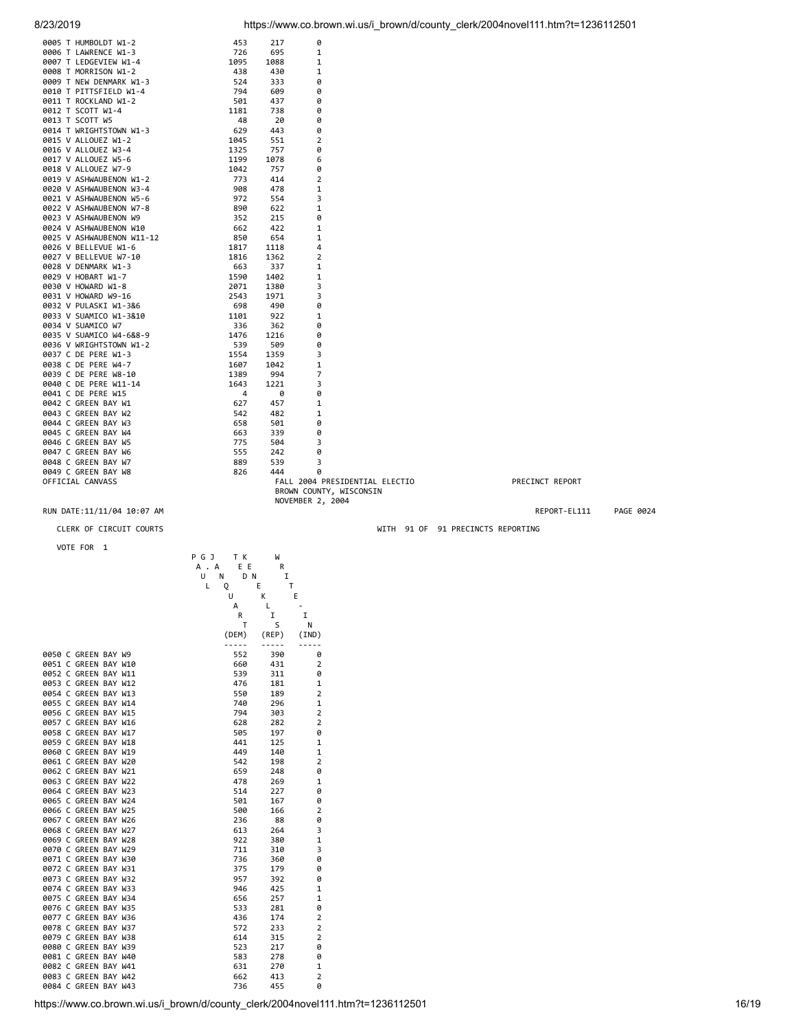| Precinct | DEM | REP | IND |
|---|---|---|---|
| 0005 T HUMBOLDT W1-2 | 453 | 217 | 0 |
| 0006 T LAWRENCE W1-3 | 726 | 695 | 1 |
| 0007 T LEDGEVIEW W1-4 | 1095 | 1088 | 1 |
| 0008 T MORRISON W1-2 | 438 | 430 | 1 |
| 0009 T NEW DENMARK W1-3 | 524 | 333 | 0 |
| 0010 T PITTSFIELD W1-4 | 794 | 609 | 0 |
| 0011 T ROCKLAND W1-2 | 501 | 437 | 0 |
| 0012 T SCOTT W1-4 | 1181 | 738 | 0 |
| 0013 T SCOTT W5 | 48 | 20 | 0 |
| 0014 T WRIGHTSTOWN W1-3 | 629 | 443 | 0 |
| 0015 V ALLOUEZ W1-2 | 1045 | 551 | 2 |
| 0016 V ALLOUEZ W3-4 | 1325 | 757 | 0 |
| 0017 V ALLOUEZ W5-6 | 1199 | 1078 | 6 |
| 0018 V ALLOUEZ W7-9 | 1042 | 757 | 0 |
| 0019 V ASHWAUBENON W1-2 | 773 | 414 | 2 |
| 0020 V ASHWAUBENON W3-4 | 908 | 478 | 1 |
| 0021 V ASHWAUBENON W5-6 | 972 | 554 | 3 |
| 0022 V ASHWAUBENON W7-8 | 890 | 622 | 1 |
| 0023 V ASHWAUBENON W9 | 352 | 215 | 0 |
| 0024 V ASHWAUBENON W10 | 662 | 422 | 1 |
| 0025 V ASHWAUBENON W11-12 | 850 | 654 | 1 |
| 0026 V BELLEVUE W1-6 | 1817 | 1118 | 4 |
| 0027 V BELLEVUE W7-10 | 1816 | 1362 | 2 |
| 0028 V DENMARK W1-3 | 663 | 337 | 1 |
| 0029 V HOBART W1-7 | 1590 | 1402 | 1 |
| 0030 V HOWARD W1-8 | 2071 | 1380 | 3 |
| 0031 V HOWARD W9-16 | 2543 | 1971 | 3 |
| 0032 V PULASKI W1-3&6 | 698 | 490 | 0 |
| 0033 V SUAMICO W1-3&10 | 1101 | 922 | 1 |
| 0034 V SUAMICO W7 | 336 | 362 | 0 |
| 0035 V SUAMICO W4-6&8-9 | 1476 | 1216 | 0 |
| 0036 V WRIGHTSTOWN W1-2 | 539 | 509 | 0 |
| 0037 C DE PERE W1-3 | 1554 | 1359 | 3 |
| 0038 C DE PERE W4-7 | 1607 | 1042 | 1 |
| 0039 C DE PERE W8-10 | 1389 | 994 | 7 |
| 0040 C DE PERE W11-14 | 1643 | 1221 | 3 |
| 0041 C DE PERE W15 | 4 | 0 | 0 |
| 0042 C GREEN BAY W1 | 627 | 457 | 1 |
| 0043 C GREEN BAY W2 | 542 | 482 | 1 |
| 0044 C GREEN BAY W3 | 658 | 501 | 0 |
| 0045 C GREEN BAY W4 | 663 | 339 | 0 |
| 0046 C GREEN BAY W5 | 775 | 504 | 3 |
| 0047 C GREEN BAY W6 | 555 | 242 | 0 |
| 0048 C GREEN BAY W7 | 889 | 539 | 3 |
| 0049 C GREEN BAY W8 | 826 | 444 | 0 |

OFFICIAL CANVASS — FALL 2004 PRESIDENTIAL ELECTIO — PRECINCT REPORT
BROWN COUNTY, WISCONSIN
NOVEMBER 2, 2004

RUN DATE:11/11/04 10:07 AM — REPORT-EL111 PAGE 0024

CLERK OF CIRCUIT COURTS — WITH 91 OF 91 PRECINCTS REPORTING

VOTE FOR 1

| Precinct | PAUL JAQUART (DEM) | TIM KEENAN (REP) | WRITE-IN (IND) |
|---|---|---|---|
| 0050 C GREEN BAY W9 | 552 | 390 | 0 |
| 0051 C GREEN BAY W10 | 660 | 431 | 2 |
| 0052 C GREEN BAY W11 | 539 | 311 | 0 |
| 0053 C GREEN BAY W12 | 476 | 181 | 1 |
| 0054 C GREEN BAY W13 | 550 | 189 | 2 |
| 0055 C GREEN BAY W14 | 740 | 296 | 1 |
| 0056 C GREEN BAY W15 | 794 | 303 | 2 |
| 0057 C GREEN BAY W16 | 628 | 282 | 2 |
| 0058 C GREEN BAY W17 | 505 | 197 | 0 |
| 0059 C GREEN BAY W18 | 441 | 125 | 1 |
| 0060 C GREEN BAY W19 | 449 | 140 | 1 |
| 0061 C GREEN BAY W20 | 542 | 198 | 2 |
| 0062 C GREEN BAY W21 | 659 | 248 | 0 |
| 0063 C GREEN BAY W22 | 478 | 269 | 1 |
| 0064 C GREEN BAY W23 | 514 | 227 | 0 |
| 0065 C GREEN BAY W24 | 501 | 167 | 0 |
| 0066 C GREEN BAY W25 | 500 | 166 | 2 |
| 0067 C GREEN BAY W26 | 236 | 88 | 0 |
| 0068 C GREEN BAY W27 | 613 | 264 | 3 |
| 0069 C GREEN BAY W28 | 922 | 380 | 1 |
| 0070 C GREEN BAY W29 | 711 | 310 | 3 |
| 0071 C GREEN BAY W30 | 736 | 360 | 0 |
| 0072 C GREEN BAY W31 | 375 | 179 | 0 |
| 0073 C GREEN BAY W32 | 957 | 392 | 0 |
| 0074 C GREEN BAY W33 | 946 | 425 | 1 |
| 0075 C GREEN BAY W34 | 656 | 257 | 1 |
| 0076 C GREEN BAY W35 | 533 | 281 | 0 |
| 0077 C GREEN BAY W36 | 436 | 174 | 2 |
| 0078 C GREEN BAY W37 | 572 | 233 | 2 |
| 0079 C GREEN BAY W38 | 614 | 315 | 2 |
| 0080 C GREEN BAY W39 | 523 | 217 | 0 |
| 0081 C GREEN BAY W40 | 583 | 278 | 0 |
| 0082 C GREEN BAY W41 | 631 | 270 | 1 |
| 0083 C GREEN BAY W42 | 662 | 413 | 2 |
| 0084 C GREEN BAY W43 | 736 | 455 | 0 |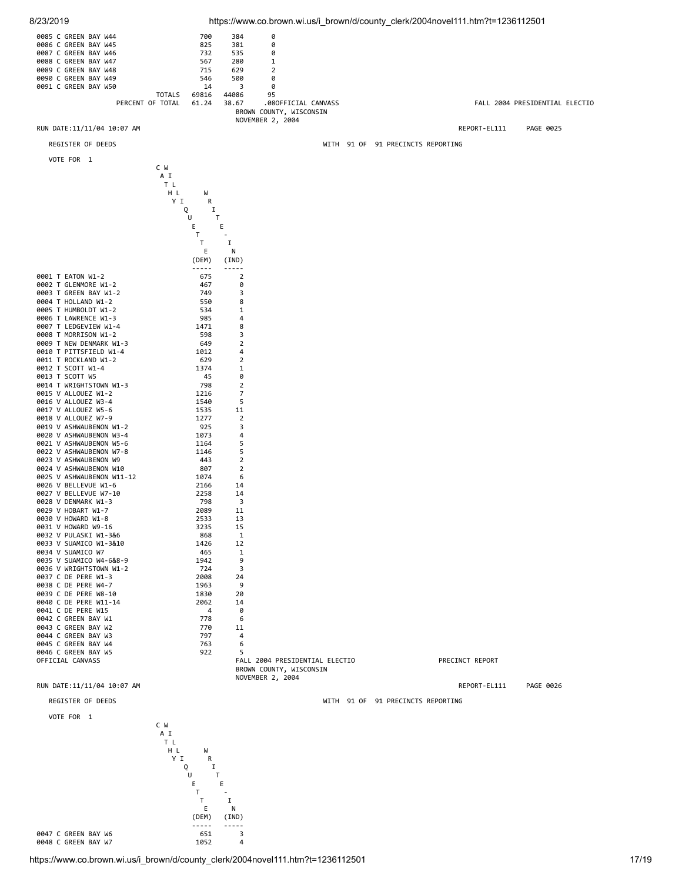| Precinct | | | |
|---|---|---|---|
| 0085 C GREEN BAY W44 | 700 | 384 | 0 |
| 0086 C GREEN BAY W45 | 825 | 381 | 0 |
| 0087 C GREEN BAY W46 | 732 | 535 | 0 |
| 0088 C GREEN BAY W47 | 567 | 280 | 1 |
| 0089 C GREEN BAY W48 | 715 | 629 | 2 |
| 0090 C GREEN BAY W49 | 546 | 500 | 0 |
| 0091 C GREEN BAY W50 | 14 | 3 | 0 |
| TOTALS | 69816 | 44086 | 95 |
| PERCENT OF TOTAL | 61.24 | 38.67 | .08 |

OFFICIAL CANVASS FALL 2004 PRESIDENTIAL ELECTIO
BROWN COUNTY, WISCONSIN
NOVEMBER 2, 2004

RUN DATE:11/11/04 10:07 AM REPORT-EL111 PAGE 0025

REGISTER OF DEEDS WITH 91 OF 91 PRECINCTS REPORTING

VOTE FOR 1

| Precinct | CATHY LIQUETTE (DEM) | WIRTE-IN (IND) |
|---|---|---|
| 0001 T EATON W1-2 | 675 | 2 |
| 0002 T GLENMORE W1-2 | 467 | 0 |
| 0003 T GREEN BAY W1-2 | 749 | 3 |
| 0004 T HOLLAND W1-2 | 550 | 8 |
| 0005 T HUMBOLDT W1-2 | 534 | 1 |
| 0006 T LAWRENCE W1-3 | 985 | 4 |
| 0007 T LEDGEVIEW W1-4 | 1471 | 8 |
| 0008 T MORRISON W1-2 | 598 | 3 |
| 0009 T NEW DENMARK W1-3 | 649 | 2 |
| 0010 T PITTSFIELD W1-4 | 1012 | 4 |
| 0011 T ROCKLAND W1-2 | 629 | 2 |
| 0012 T SCOTT W1-4 | 1374 | 1 |
| 0013 T SCOTT W5 | 45 | 0 |
| 0014 T WRIGHTSTOWN W1-3 | 798 | 2 |
| 0015 V ALLOUEZ W1-2 | 1216 | 7 |
| 0016 V ALLOUEZ W3-4 | 1540 | 5 |
| 0017 V ALLOUEZ W5-6 | 1535 | 11 |
| 0018 V ALLOUEZ W7-9 | 1277 | 2 |
| 0019 V ASHWAUBENON W1-2 | 925 | 3 |
| 0020 V ASHWAUBENON W3-4 | 1073 | 4 |
| 0021 V ASHWAUBENON W5-6 | 1164 | 5 |
| 0022 V ASHWAUBENON W7-8 | 1146 | 5 |
| 0023 V ASHWAUBENON W9 | 443 | 2 |
| 0024 V ASHWAUBENON W10 | 807 | 2 |
| 0025 V ASHWAUBENON W11-12 | 1074 | 6 |
| 0026 V BELLEVUE W1-6 | 2166 | 14 |
| 0027 V BELLEVUE W7-10 | 2258 | 14 |
| 0028 V DENMARK W1-3 | 798 | 3 |
| 0029 V HOBART W1-7 | 2089 | 11 |
| 0030 V HOWARD W1-8 | 2533 | 13 |
| 0031 V HOWARD W9-16 | 3235 | 15 |
| 0032 V PULASKI W1-3&6 | 868 | 1 |
| 0033 V SUAMICO W1-3&10 | 1426 | 12 |
| 0034 V SUAMICO W7 | 465 | 1 |
| 0035 V SUAMICO W4-6&8-9 | 1942 | 9 |
| 0036 V WRIGHTSTOWN W1-2 | 724 | 3 |
| 0037 C DE PERE W1-3 | 2008 | 24 |
| 0038 C DE PERE W4-7 | 1963 | 9 |
| 0039 C DE PERE W8-10 | 1830 | 20 |
| 0040 C DE PERE W11-14 | 2062 | 14 |
| 0041 C DE PERE W15 | 4 | 0 |
| 0042 C GREEN BAY W1 | 778 | 6 |
| 0043 C GREEN BAY W2 | 770 | 11 |
| 0044 C GREEN BAY W3 | 797 | 4 |
| 0045 C GREEN BAY W4 | 763 | 6 |
| 0046 C GREEN BAY W5 | 922 | 5 |

OFFICIAL CANVASS FALL 2004 PRESIDENTIAL ELECTIO PRECINCT REPORT
BROWN COUNTY, WISCONSIN
NOVEMBER 2, 2004

RUN DATE:11/11/04 10:07 AM REPORT-EL111 PAGE 0026

REGISTER OF DEEDS WITH 91 OF 91 PRECINCTS REPORTING

VOTE FOR 1

| Precinct | CATHY LIQUETTE (DEM) | WIRTE-IN (IND) |
|---|---|---|
| 0047 C GREEN BAY W6 | 651 | 3 |
| 0048 C GREEN BAY W7 | 1052 | 4 |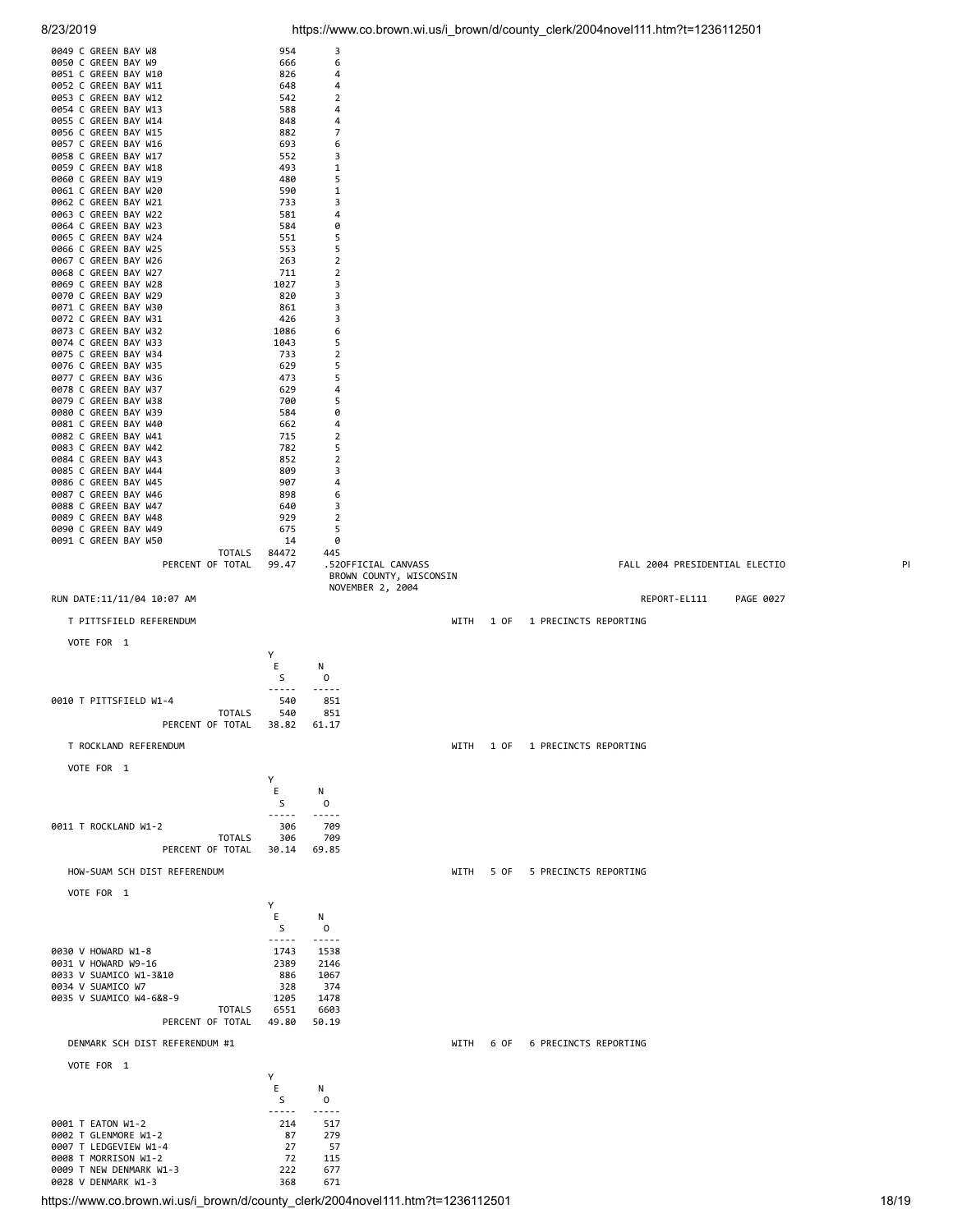| | | |
|---|---|---|
| 0049 C GREEN BAY W8 | 954 | 3 |
| 0050 C GREEN BAY W9 | 666 | 6 |
| 0051 C GREEN BAY W10 | 826 | 4 |
| 0052 C GREEN BAY W11 | 648 | 4 |
| 0053 C GREEN BAY W12 | 542 | 2 |
| 0054 C GREEN BAY W13 | 588 | 4 |
| 0055 C GREEN BAY W14 | 848 | 4 |
| 0056 C GREEN BAY W15 | 882 | 7 |
| 0057 C GREEN BAY W16 | 693 | 6 |
| 0058 C GREEN BAY W17 | 552 | 3 |
| 0059 C GREEN BAY W18 | 493 | 1 |
| 0060 C GREEN BAY W19 | 480 | 5 |
| 0061 C GREEN BAY W20 | 590 | 1 |
| 0062 C GREEN BAY W21 | 733 | 3 |
| 0063 C GREEN BAY W22 | 581 | 4 |
| 0064 C GREEN BAY W23 | 584 | 0 |
| 0065 C GREEN BAY W24 | 551 | 5 |
| 0066 C GREEN BAY W25 | 553 | 5 |
| 0067 C GREEN BAY W26 | 263 | 2 |
| 0068 C GREEN BAY W27 | 711 | 2 |
| 0069 C GREEN BAY W28 | 1027 | 3 |
| 0070 C GREEN BAY W29 | 820 | 3 |
| 0071 C GREEN BAY W30 | 861 | 3 |
| 0072 C GREEN BAY W31 | 426 | 3 |
| 0073 C GREEN BAY W32 | 1086 | 6 |
| 0074 C GREEN BAY W33 | 1043 | 5 |
| 0075 C GREEN BAY W34 | 733 | 2 |
| 0076 C GREEN BAY W35 | 629 | 5 |
| 0077 C GREEN BAY W36 | 473 | 5 |
| 0078 C GREEN BAY W37 | 629 | 4 |
| 0079 C GREEN BAY W38 | 700 | 5 |
| 0080 C GREEN BAY W39 | 584 | 0 |
| 0081 C GREEN BAY W40 | 662 | 4 |
| 0082 C GREEN BAY W41 | 715 | 2 |
| 0083 C GREEN BAY W42 | 782 | 5 |
| 0084 C GREEN BAY W43 | 852 | 2 |
| 0085 C GREEN BAY W44 | 809 | 3 |
| 0086 C GREEN BAY W45 | 907 | 4 |
| 0087 C GREEN BAY W46 | 898 | 6 |
| 0088 C GREEN BAY W47 | 640 | 3 |
| 0089 C GREEN BAY W48 | 929 | 2 |
| 0090 C GREEN BAY W49 | 675 | 5 |
| 0091 C GREEN BAY W50 | 14 | 0 |
| TOTALS | 84472 | 445 |
| PERCENT OF TOTAL | 99.47 | .52 |

OFFICIAL CANVASS
BROWN COUNTY, WISCONSIN
NOVEMBER 2, 2004

FALL 2004 PRESIDENTIAL ELECTIO

RUN DATE:11/11/04 10:07 AM

REPORT-EL111 PAGE 0027

## T PITTSFIELD REFERENDUM

WITH 1 OF 1 PRECINCTS REPORTING

VOTE FOR 1

| | YES | NO |
|---|---|---|
| 0010 T PITTSFIELD W1-4 | 540 | 851 |
| TOTALS | 540 | 851 |
| PERCENT OF TOTAL | 38.82 | 61.17 |

## T ROCKLAND REFERENDUM

WITH 1 OF 1 PRECINCTS REPORTING

VOTE FOR 1

| | YES | NO |
|---|---|---|
| 0011 T ROCKLAND W1-2 | 306 | 709 |
| TOTALS | 306 | 709 |
| PERCENT OF TOTAL | 30.14 | 69.85 |

## HOW-SUAM SCH DIST REFERENDUM

WITH 5 OF 5 PRECINCTS REPORTING

VOTE FOR 1

| | YES | NO |
|---|---|---|
| 0030 V HOWARD W1-8 | 1743 | 1538 |
| 0031 V HOWARD W9-16 | 2389 | 2146 |
| 0033 V SUAMICO W1-3&10 | 886 | 1067 |
| 0034 V SUAMICO W7 | 328 | 374 |
| 0035 V SUAMICO W4-6&8-9 | 1205 | 1478 |
| TOTALS | 6551 | 6603 |
| PERCENT OF TOTAL | 49.80 | 50.19 |

## DENMARK SCH DIST REFERENDUM #1

WITH 6 OF 6 PRECINCTS REPORTING

VOTE FOR 1

| | YES | NO |
|---|---|---|
| 0001 T EATON W1-2 | 214 | 517 |
| 0002 T GLENMORE W1-2 | 87 | 279 |
| 0007 T LEDGEVIEW W1-4 | 27 | 57 |
| 0008 T MORRISON W1-2 | 72 | 115 |
| 0009 T NEW DENMARK W1-3 | 222 | 677 |
| 0028 V DENMARK W1-3 | 368 | 671 |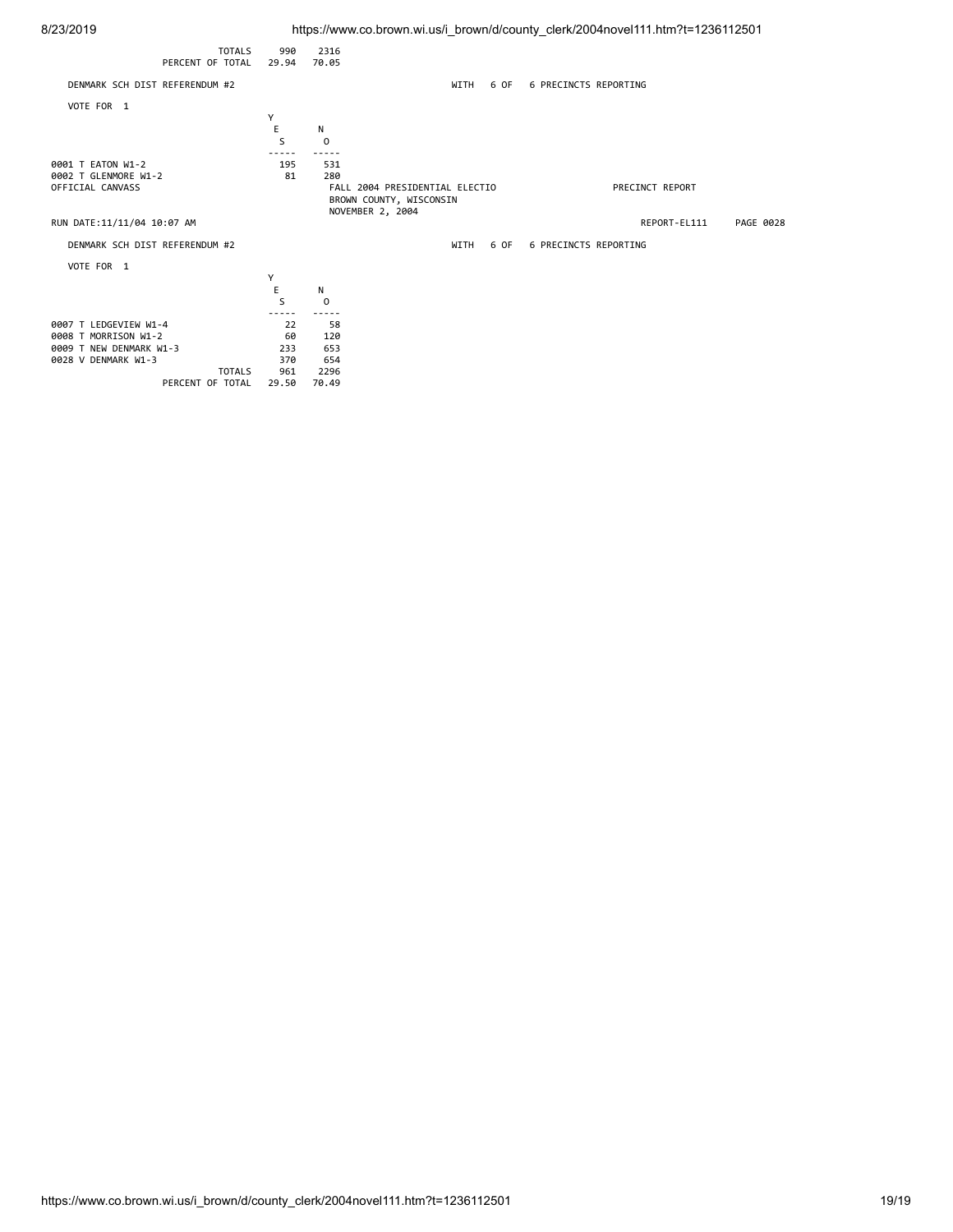| | YES | NO |
|---|---|---|
| TOTALS | 990 | 2316 |
| PERCENT OF TOTAL | 29.94 | 70.05 |

DENMARK SCH DIST REFERENDUM #2 WITH 6 OF 6 PRECINCTS REPORTING

VOTE FOR 1

| | YES | NO |
|---|---|---|
| 0001 T EATON W1-2 | 195 | 531 |
| 0002 T GLENMORE W1-2 | 81 | 280 |

OFFICIAL CANVASS

FALL 2004 PRESIDENTIAL ELECTIO
BROWN COUNTY, WISCONSIN
NOVEMBER 2, 2004

PRECINCT REPORT

RUN DATE:11/11/04 10:07 AM

REPORT-EL111 PAGE 0028

DENMARK SCH DIST REFERENDUM #2 WITH 6 OF 6 PRECINCTS REPORTING

VOTE FOR 1

| | YES | NO |
|---|---|---|
| 0007 T LEDGEVIEW W1-4 | 22 | 58 |
| 0008 T MORRISON W1-2 | 60 | 120 |
| 0009 T NEW DENMARK W1-3 | 233 | 653 |
| 0028 V DENMARK W1-3 | 370 | 654 |
| TOTALS | 961 | 2296 |
| PERCENT OF TOTAL | 29.50 | 70.49 |